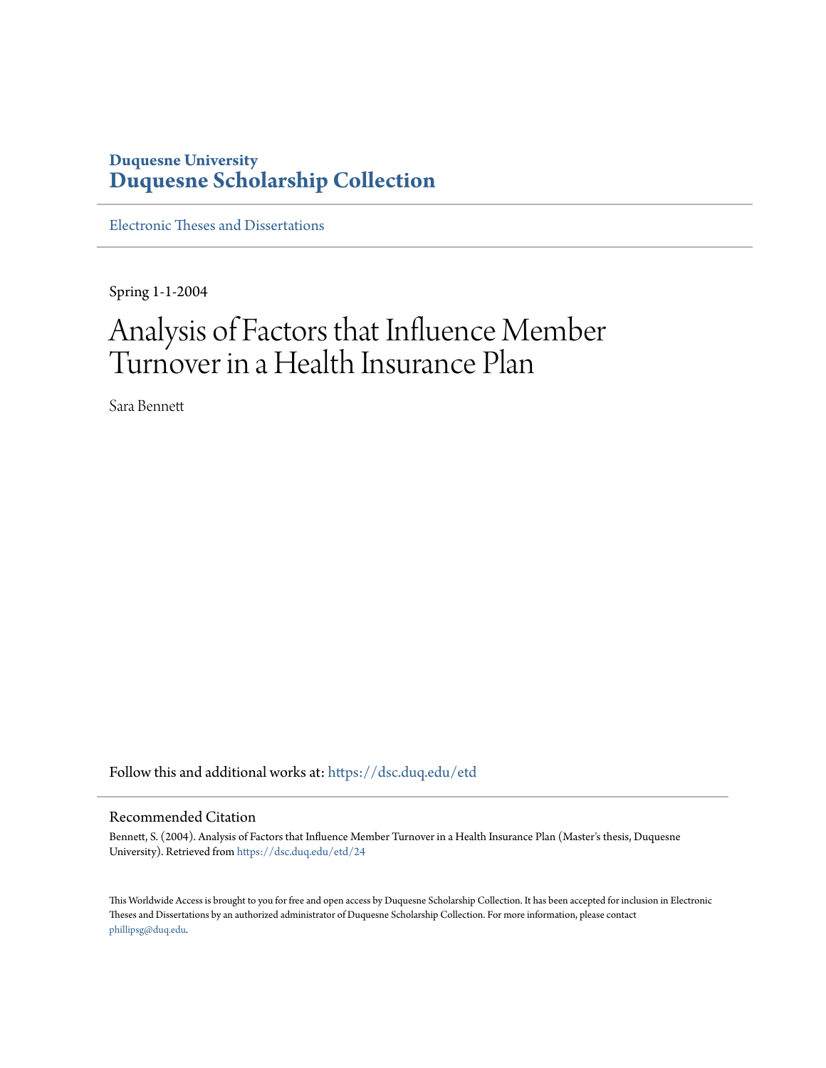**Duquesne University**
**Duquesne Scholarship Collection**

Electronic Theses and Dissertations

Spring 1-1-2004

# Analysis of Factors that Influence Member Turnover in a Health Insurance Plan

Sara Bennett

Follow this and additional works at: https://dsc.duq.edu/etd

## Recommended Citation

Bennett, S. (2004). Analysis of Factors that Influence Member Turnover in a Health Insurance Plan (Master's thesis, Duquesne University). Retrieved from https://dsc.duq.edu/etd/24

This Worldwide Access is brought to you for free and open access by Duquesne Scholarship Collection. It has been accepted for inclusion in Electronic Theses and Dissertations by an authorized administrator of Duquesne Scholarship Collection. For more information, please contact phillipsg@duq.edu.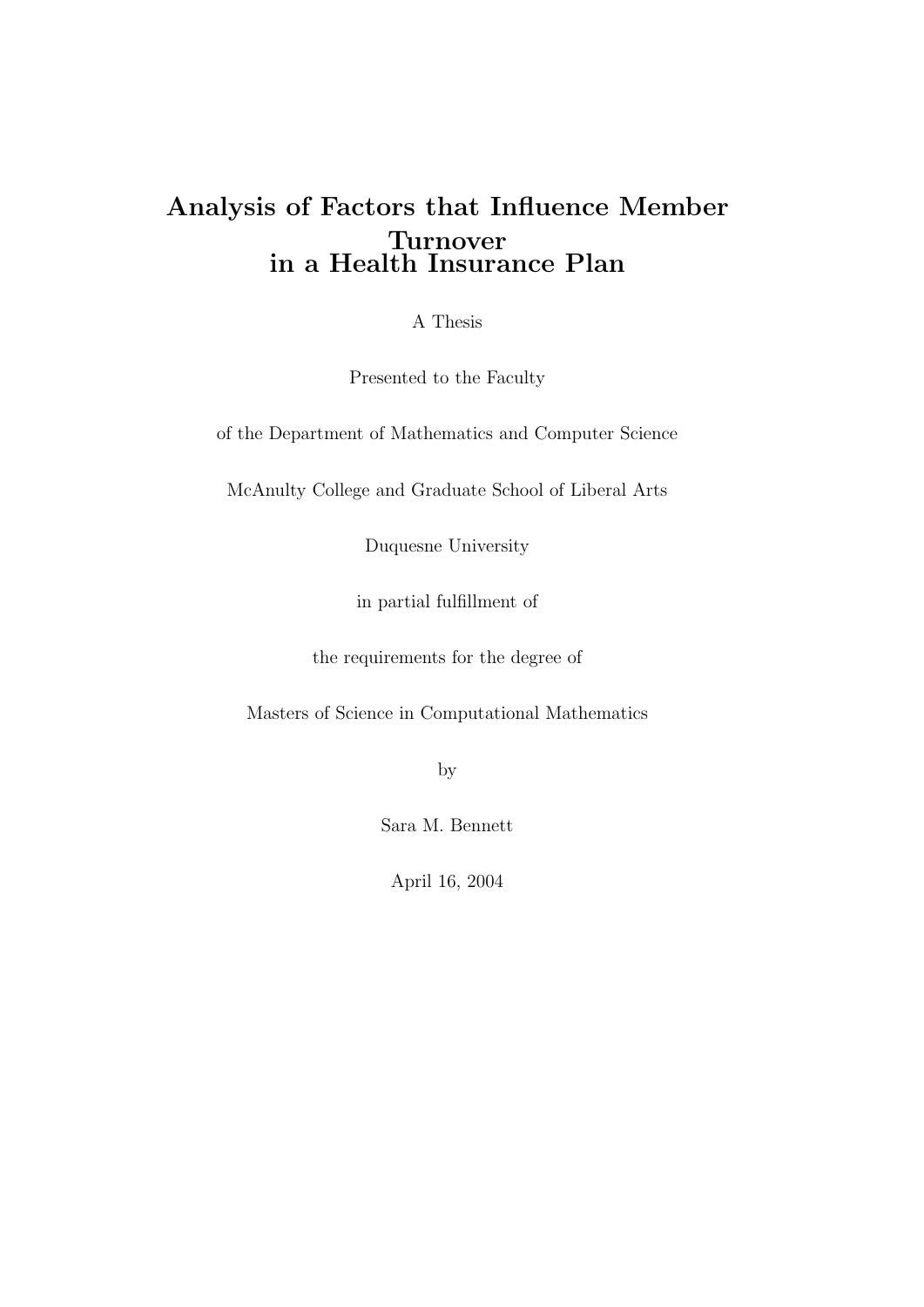# Analysis of Factors that Influence Member Turnover in a Health Insurance Plan

A Thesis

Presented to the Faculty

of the Department of Mathematics and Computer Science

McAnulty College and Graduate School of Liberal Arts

Duquesne University

in partial fulfillment of

the requirements for the degree of

Masters of Science in Computational Mathematics

by

Sara M. Bennett

April 16, 2004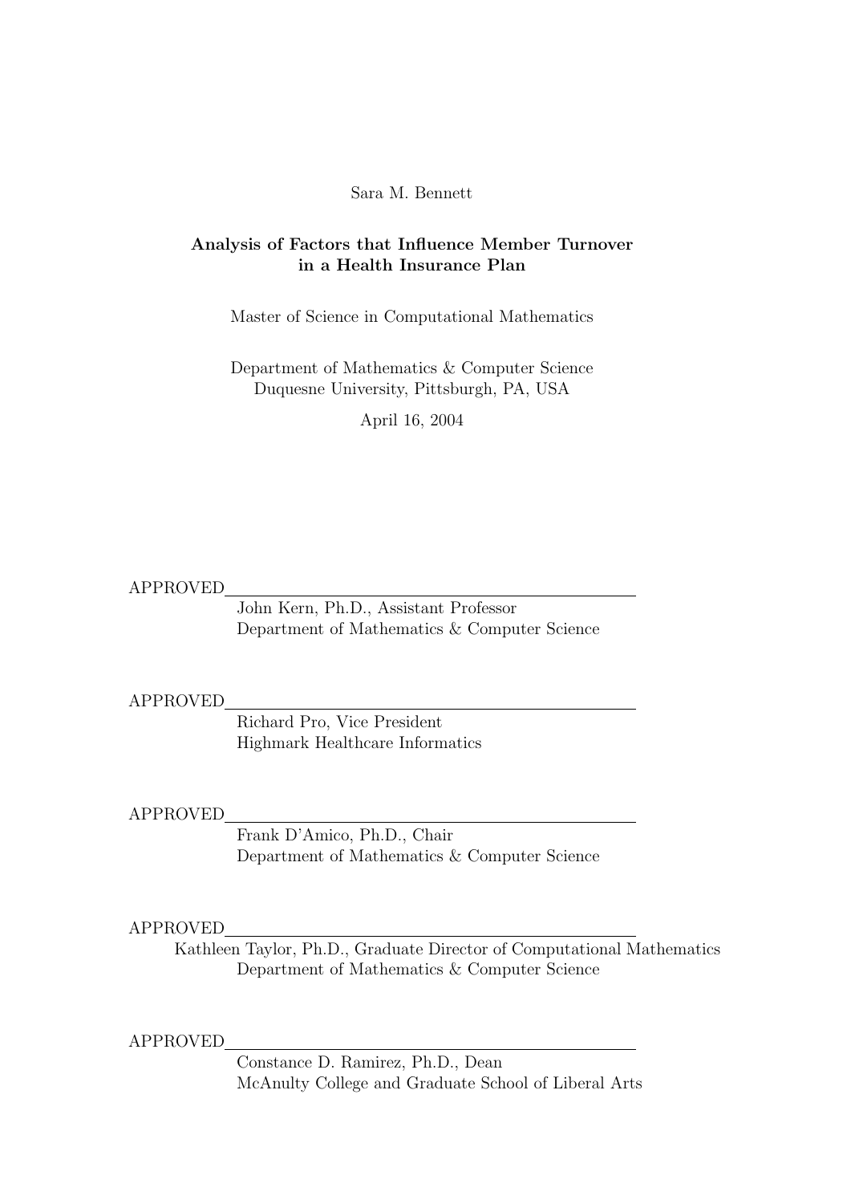Sara M. Bennett

**Analysis of Factors that Influence Member Turnover in a Health Insurance Plan**

Master of Science in Computational Mathematics

Department of Mathematics & Computer Science
Duquesne University, Pittsburgh, PA, USA

April 16, 2004

APPROVED\_\_\_\_\_\_\_\_\_\_\_\_\_\_\_\_\_\_\_\_\_\_\_\_\_\_\_\_\_\_\_\_\_\_\_\_\_\_\_\_\_\_\_\_
John Kern, Ph.D., Assistant Professor
Department of Mathematics & Computer Science

APPROVED\_\_\_\_\_\_\_\_\_\_\_\_\_\_\_\_\_\_\_\_\_\_\_\_\_\_\_\_\_\_\_\_\_\_\_\_\_\_\_\_\_\_\_\_
Richard Pro, Vice President
Highmark Healthcare Informatics

APPROVED\_\_\_\_\_\_\_\_\_\_\_\_\_\_\_\_\_\_\_\_\_\_\_\_\_\_\_\_\_\_\_\_\_\_\_\_\_\_\_\_\_\_\_\_
Frank D'Amico, Ph.D., Chair
Department of Mathematics & Computer Science

APPROVED\_\_\_\_\_\_\_\_\_\_\_\_\_\_\_\_\_\_\_\_\_\_\_\_\_\_\_\_\_\_\_\_\_\_\_\_\_\_\_\_\_\_\_\_
Kathleen Taylor, Ph.D., Graduate Director of Computational Mathematics
Department of Mathematics & Computer Science

APPROVED\_\_\_\_\_\_\_\_\_\_\_\_\_\_\_\_\_\_\_\_\_\_\_\_\_\_\_\_\_\_\_\_\_\_\_\_\_\_\_\_\_\_\_\_
Constance D. Ramirez, Ph.D., Dean
McAnulty College and Graduate School of Liberal Arts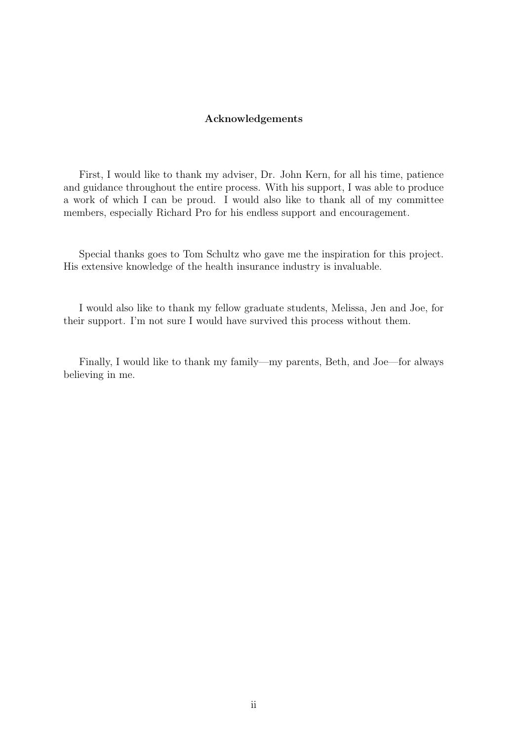## Acknowledgements

First, I would like to thank my adviser, Dr. John Kern, for all his time, patience and guidance throughout the entire process. With his support, I was able to produce a work of which I can be proud. I would also like to thank all of my committee members, especially Richard Pro for his endless support and encouragement.

Special thanks goes to Tom Schultz who gave me the inspiration for this project. His extensive knowledge of the health insurance industry is invaluable.

I would also like to thank my fellow graduate students, Melissa, Jen and Joe, for their support. I'm not sure I would have survived this process without them.

Finally, I would like to thank my family—my parents, Beth, and Joe—for always believing in me.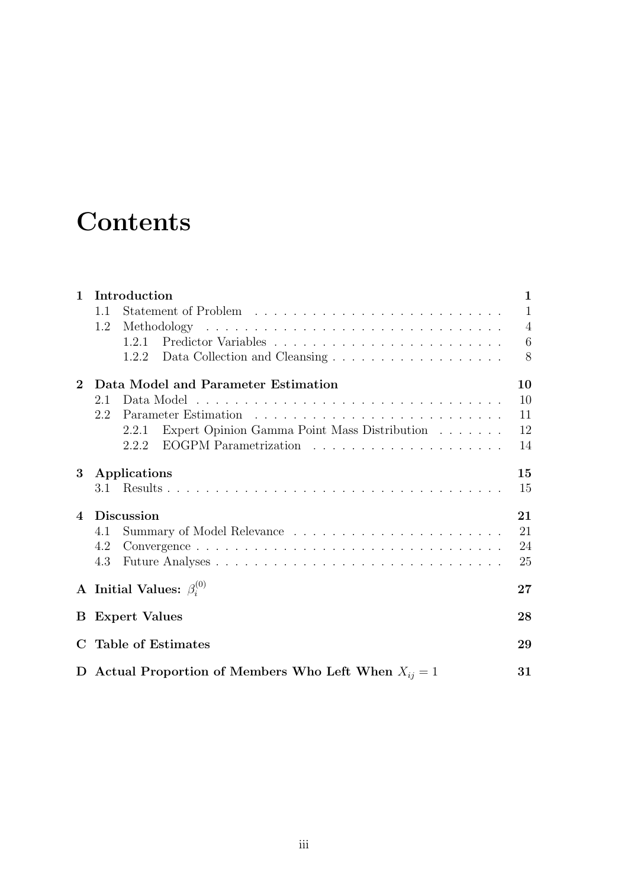# Contents

**1 Introduction** — 1
- 1.1 Statement of Problem — 1
- 1.2 Methodology — 4
  - 1.2.1 Predictor Variables — 6
  - 1.2.2 Data Collection and Cleansing — 8

**2 Data Model and Parameter Estimation** — 10
- 2.1 Data Model — 10
- 2.2 Parameter Estimation — 11
  - 2.2.1 Expert Opinion Gamma Point Mass Distribution — 12
  - 2.2.2 EOGPM Parametrization — 14

**3 Applications** — 15
- 3.1 Results — 15

**4 Discussion** — 21
- 4.1 Summary of Model Relevance — 21
- 4.2 Convergence — 24
- 4.3 Future Analyses — 25

**A Initial Values: $\beta_i^{(0)}$** — 27

**B Expert Values** — 28

**C Table of Estimates** — 29

**D Actual Proportion of Members Who Left When $X_{ij} = 1$** — 31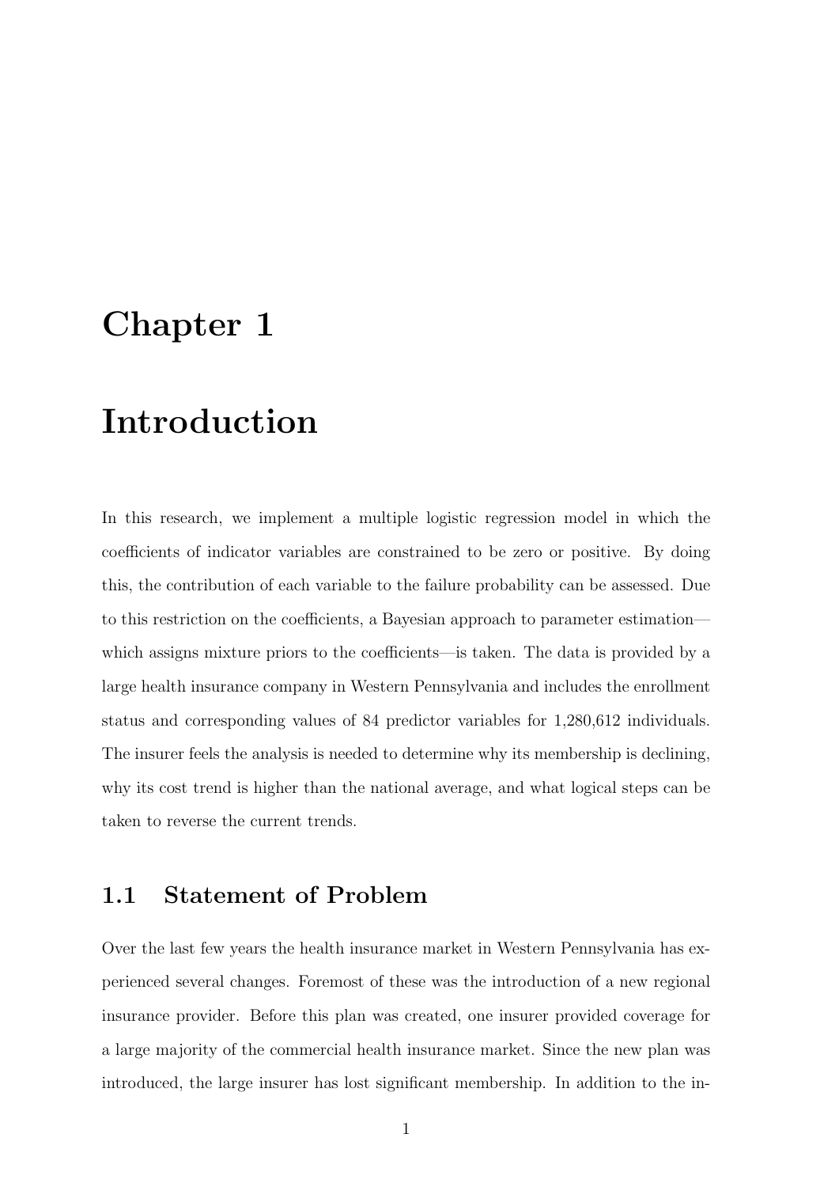# Chapter 1

# Introduction

In this research, we implement a multiple logistic regression model in which the coefficients of indicator variables are constrained to be zero or positive. By doing this, the contribution of each variable to the failure probability can be assessed. Due to this restriction on the coefficients, a Bayesian approach to parameter estimation—which assigns mixture priors to the coefficients—is taken. The data is provided by a large health insurance company in Western Pennsylvania and includes the enrollment status and corresponding values of 84 predictor variables for 1,280,612 individuals. The insurer feels the analysis is needed to determine why its membership is declining, why its cost trend is higher than the national average, and what logical steps can be taken to reverse the current trends.

## 1.1 Statement of Problem

Over the last few years the health insurance market in Western Pennsylvania has experienced several changes. Foremost of these was the introduction of a new regional insurance provider. Before this plan was created, one insurer provided coverage for a large majority of the commercial health insurance market. Since the new plan was introduced, the large insurer has lost significant membership. In addition to the in-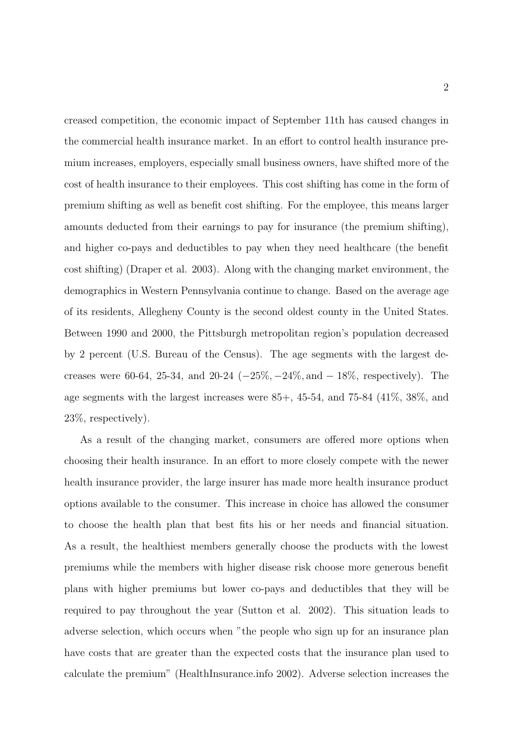creased competition, the economic impact of September 11th has caused changes in the commercial health insurance market. In an effort to control health insurance premium increases, employers, especially small business owners, have shifted more of the cost of health insurance to their employees. This cost shifting has come in the form of premium shifting as well as benefit cost shifting. For the employee, this means larger amounts deducted from their earnings to pay for insurance (the premium shifting), and higher co-pays and deductibles to pay when they need healthcare (the benefit cost shifting) (Draper et al. 2003). Along with the changing market environment, the demographics in Western Pennsylvania continue to change. Based on the average age of its residents, Allegheny County is the second oldest county in the United States. Between 1990 and 2000, the Pittsburgh metropolitan region's population decreased by 2 percent (U.S. Bureau of the Census). The age segments with the largest decreases were 60-64, 25-34, and 20-24 ($-25\%, -24\%, \text{and} -18\%$, respectively). The age segments with the largest increases were 85+, 45-54, and 75-84 (41%, 38%, and 23%, respectively).

As a result of the changing market, consumers are offered more options when choosing their health insurance. In an effort to more closely compete with the newer health insurance provider, the large insurer has made more health insurance product options available to the consumer. This increase in choice has allowed the consumer to choose the health plan that best fits his or her needs and financial situation. As a result, the healthiest members generally choose the products with the lowest premiums while the members with higher disease risk choose more generous benefit plans with higher premiums but lower co-pays and deductibles that they will be required to pay throughout the year (Sutton et al. 2002). This situation leads to adverse selection, which occurs when "the people who sign up for an insurance plan have costs that are greater than the expected costs that the insurance plan used to calculate the premium" (HealthInsurance.info 2002). Adverse selection increases the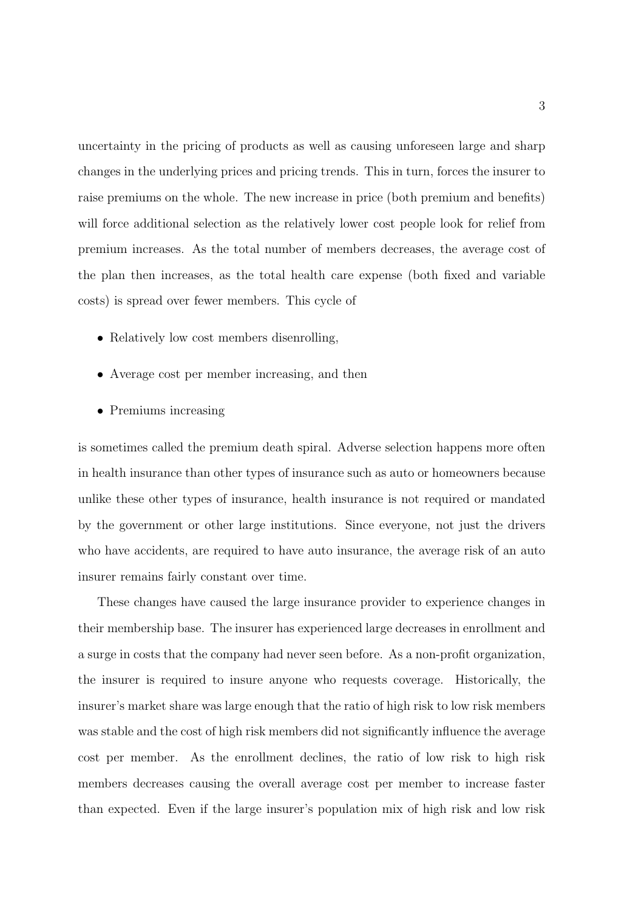uncertainty in the pricing of products as well as causing unforeseen large and sharp changes in the underlying prices and pricing trends. This in turn, forces the insurer to raise premiums on the whole. The new increase in price (both premium and benefits) will force additional selection as the relatively lower cost people look for relief from premium increases. As the total number of members decreases, the average cost of the plan then increases, as the total health care expense (both fixed and variable costs) is spread over fewer members. This cycle of

- Relatively low cost members disenrolling,
- Average cost per member increasing, and then
- Premiums increasing

is sometimes called the premium death spiral. Adverse selection happens more often in health insurance than other types of insurance such as auto or homeowners because unlike these other types of insurance, health insurance is not required or mandated by the government or other large institutions. Since everyone, not just the drivers who have accidents, are required to have auto insurance, the average risk of an auto insurer remains fairly constant over time.

These changes have caused the large insurance provider to experience changes in their membership base. The insurer has experienced large decreases in enrollment and a surge in costs that the company had never seen before. As a non-profit organization, the insurer is required to insure anyone who requests coverage. Historically, the insurer's market share was large enough that the ratio of high risk to low risk members was stable and the cost of high risk members did not significantly influence the average cost per member. As the enrollment declines, the ratio of low risk to high risk members decreases causing the overall average cost per member to increase faster than expected. Even if the large insurer's population mix of high risk and low risk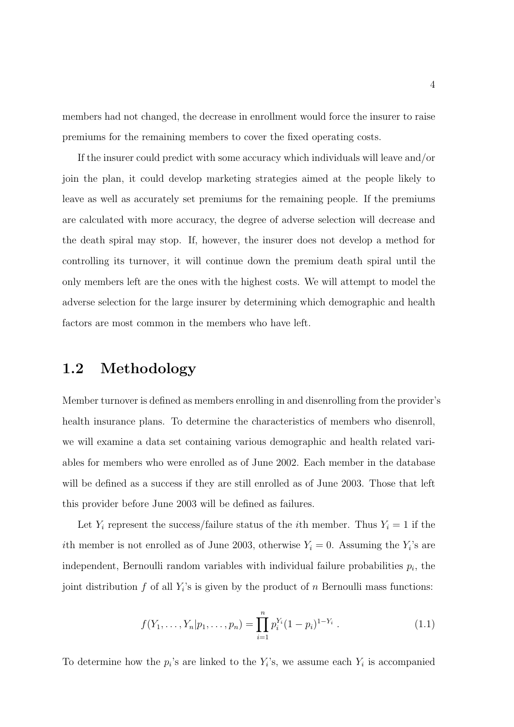members had not changed, the decrease in enrollment would force the insurer to raise premiums for the remaining members to cover the fixed operating costs.

If the insurer could predict with some accuracy which individuals will leave and/or join the plan, it could develop marketing strategies aimed at the people likely to leave as well as accurately set premiums for the remaining people. If the premiums are calculated with more accuracy, the degree of adverse selection will decrease and the death spiral may stop. If, however, the insurer does not develop a method for controlling its turnover, it will continue down the premium death spiral until the only members left are the ones with the highest costs. We will attempt to model the adverse selection for the large insurer by determining which demographic and health factors are most common in the members who have left.

## 1.2 Methodology

Member turnover is defined as members enrolling in and disenrolling from the provider's health insurance plans. To determine the characteristics of members who disenroll, we will examine a data set containing various demographic and health related variables for members who were enrolled as of June 2002. Each member in the database will be defined as a success if they are still enrolled as of June 2003. Those that left this provider before June 2003 will be defined as failures.

Let $Y_i$ represent the success/failure status of the $i$th member. Thus $Y_i = 1$ if the $i$th member is not enrolled as of June 2003, otherwise $Y_i = 0$. Assuming the $Y_i$'s are independent, Bernoulli random variables with individual failure probabilities $p_i$, the joint distribution $f$ of all $Y_i$'s is given by the product of $n$ Bernoulli mass functions:

$$f(Y_1, \ldots, Y_n | p_1, \ldots, p_n) = \prod_{i=1}^{n} p_i^{Y_i}(1 - p_i)^{1-Y_i} \; . \tag{1.1}$$

To determine how the $p_i$'s are linked to the $Y_i$'s, we assume each $Y_i$ is accompanied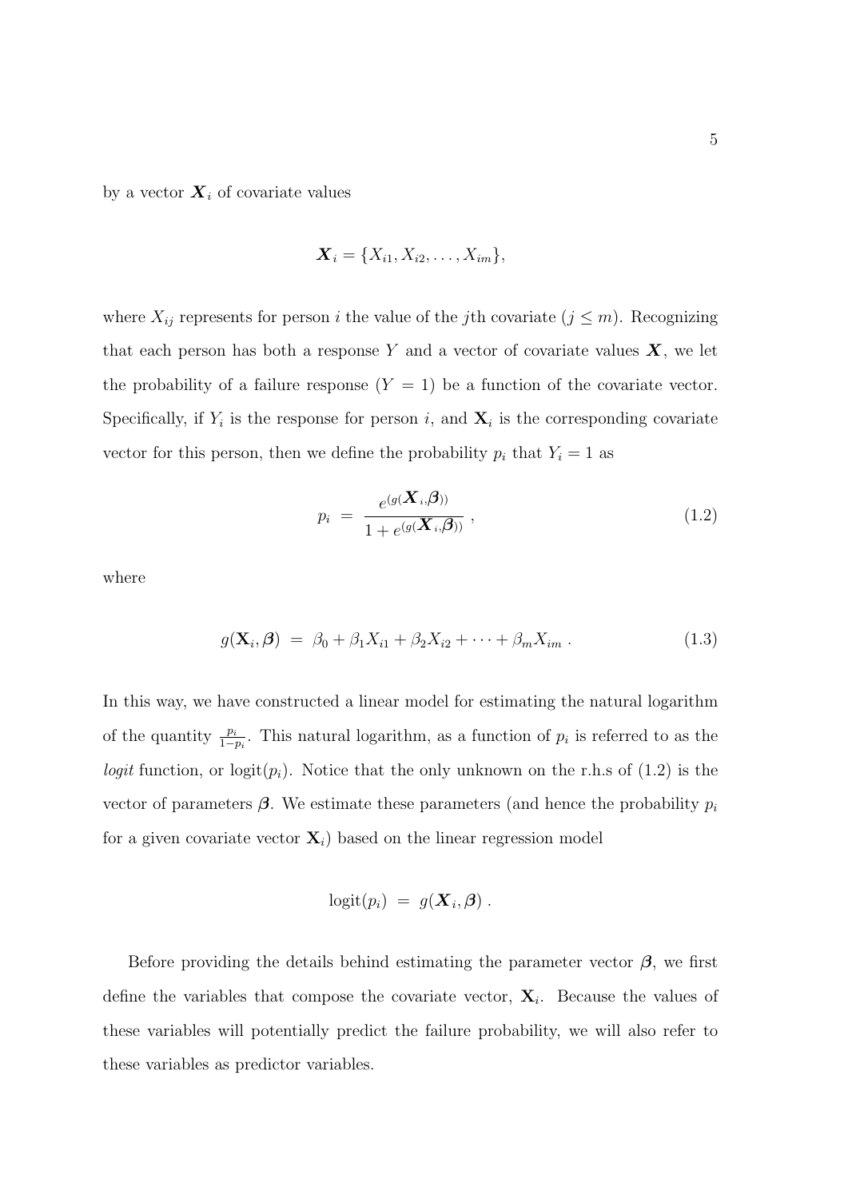by a vector $\boldsymbol{X}_i$ of covariate values

$$\boldsymbol{X}_i = \{X_{i1}, X_{i2}, \ldots, X_{im}\},$$

where $X_{ij}$ represents for person $i$ the value of the $j$th covariate ($j \leq m$). Recognizing that each person has both a response $Y$ and a vector of covariate values $\boldsymbol{X}$, we let the probability of a failure response ($Y = 1$) be a function of the covariate vector. Specifically, if $Y_i$ is the response for person $i$, and $\mathbf{X}_i$ is the corresponding covariate vector for this person, then we define the probability $p_i$ that $Y_i = 1$ as

$$p_i \;=\; \frac{e^{(g(\boldsymbol{X}_i,\boldsymbol{\beta}))}}{1 + e^{(g(\boldsymbol{X}_i,\boldsymbol{\beta}))}}\;, \tag{1.2}$$

where

$$g(\mathbf{X}_i, \boldsymbol{\beta}) \;=\; \beta_0 + \beta_1 X_{i1} + \beta_2 X_{i2} + \cdots + \beta_m X_{im}\;. \tag{1.3}$$

In this way, we have constructed a linear model for estimating the natural logarithm of the quantity $\frac{p_i}{1-p_i}$. This natural logarithm, as a function of $p_i$ is referred to as the *logit* function, or $\text{logit}(p_i)$. Notice that the only unknown on the r.h.s of (1.2) is the vector of parameters $\boldsymbol{\beta}$. We estimate these parameters (and hence the probability $p_i$ for a given covariate vector $\mathbf{X}_i$) based on the linear regression model

$$\text{logit}(p_i) \;=\; g(\boldsymbol{X}_i, \boldsymbol{\beta})\;.$$

Before providing the details behind estimating the parameter vector $\boldsymbol{\beta}$, we first define the variables that compose the covariate vector, $\mathbf{X}_i$. Because the values of these variables will potentially predict the failure probability, we will also refer to these variables as predictor variables.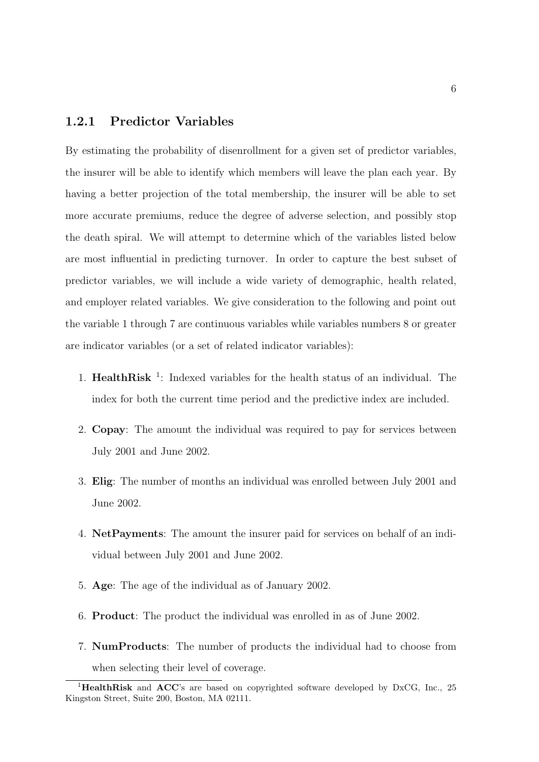### 1.2.1 Predictor Variables

By estimating the probability of disenrollment for a given set of predictor variables, the insurer will be able to identify which members will leave the plan each year. By having a better projection of the total membership, the insurer will be able to set more accurate premiums, reduce the degree of adverse selection, and possibly stop the death spiral. We will attempt to determine which of the variables listed below are most influential in predicting turnover. In order to capture the best subset of predictor variables, we will include a wide variety of demographic, health related, and employer related variables. We give consideration to the following and point out the variable 1 through 7 are continuous variables while variables numbers 8 or greater are indicator variables (or a set of related indicator variables):

1. **HealthRisk** [1]: Indexed variables for the health status of an individual. The index for both the current time period and the predictive index are included.
2. **Copay**: The amount the individual was required to pay for services between July 2001 and June 2002.
3. **Elig**: The number of months an individual was enrolled between July 2001 and June 2002.
4. **NetPayments**: The amount the insurer paid for services on behalf of an individual between July 2001 and June 2002.
5. **Age**: The age of the individual as of January 2002.
6. **Product**: The product the individual was enrolled in as of June 2002.
7. **NumProducts**: The number of products the individual had to choose from when selecting their level of coverage.

[1] **HealthRisk** and **ACC**'s are based on copyrighted software developed by DxCG, Inc., 25 Kingston Street, Suite 200, Boston, MA 02111.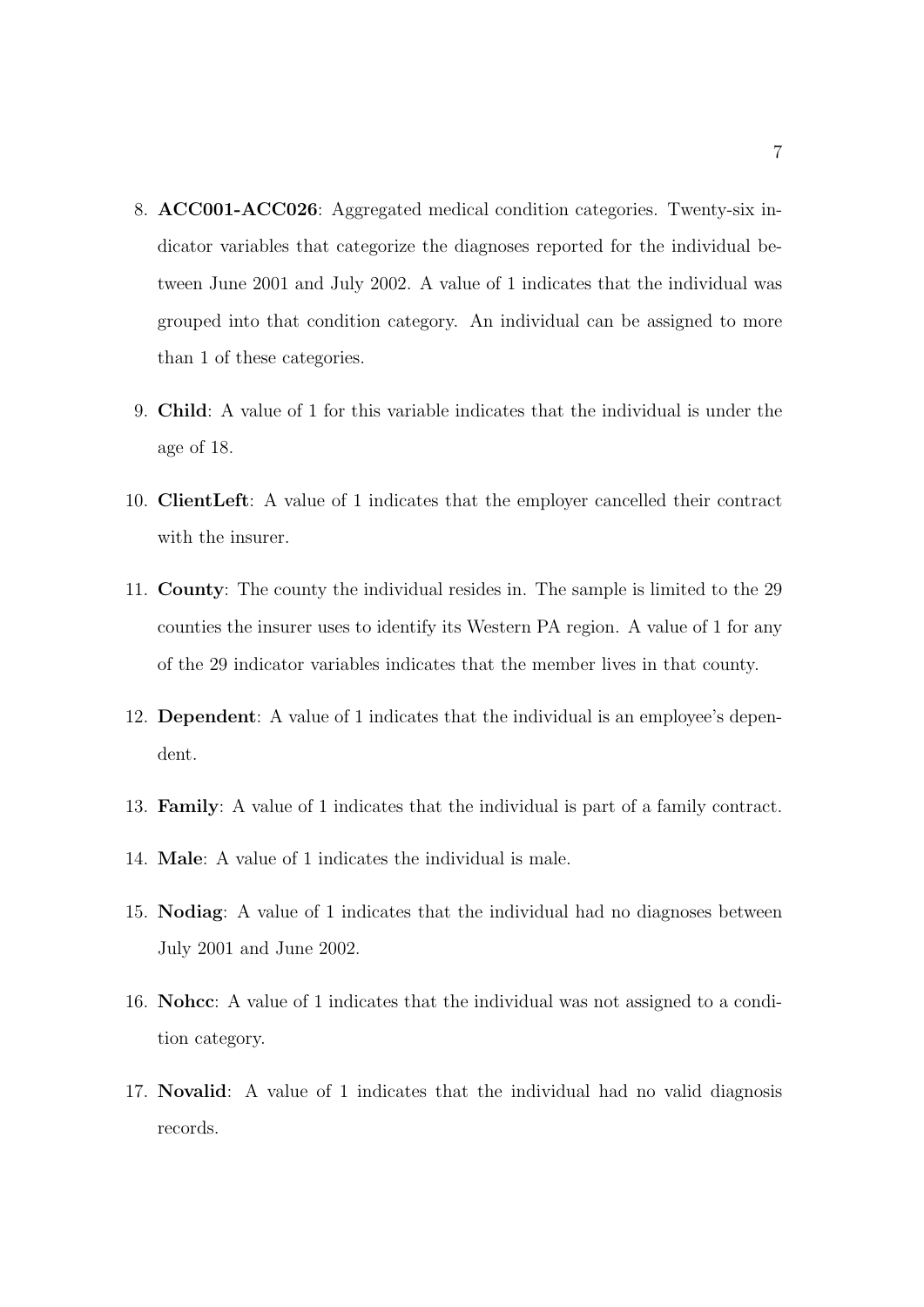8. **ACC001-ACC026**: Aggregated medical condition categories. Twenty-six indicator variables that categorize the diagnoses reported for the individual between June 2001 and July 2002. A value of 1 indicates that the individual was grouped into that condition category. An individual can be assigned to more than 1 of these categories.

9. **Child**: A value of 1 for this variable indicates that the individual is under the age of 18.

10. **ClientLeft**: A value of 1 indicates that the employer cancelled their contract with the insurer.

11. **County**: The county the individual resides in. The sample is limited to the 29 counties the insurer uses to identify its Western PA region. A value of 1 for any of the 29 indicator variables indicates that the member lives in that county.

12. **Dependent**: A value of 1 indicates that the individual is an employee's dependent.

13. **Family**: A value of 1 indicates that the individual is part of a family contract.

14. **Male**: A value of 1 indicates the individual is male.

15. **Nodiag**: A value of 1 indicates that the individual had no diagnoses between July 2001 and June 2002.

16. **Nohcc**: A value of 1 indicates that the individual was not assigned to a condition category.

17. **Novalid**: A value of 1 indicates that the individual had no valid diagnosis records.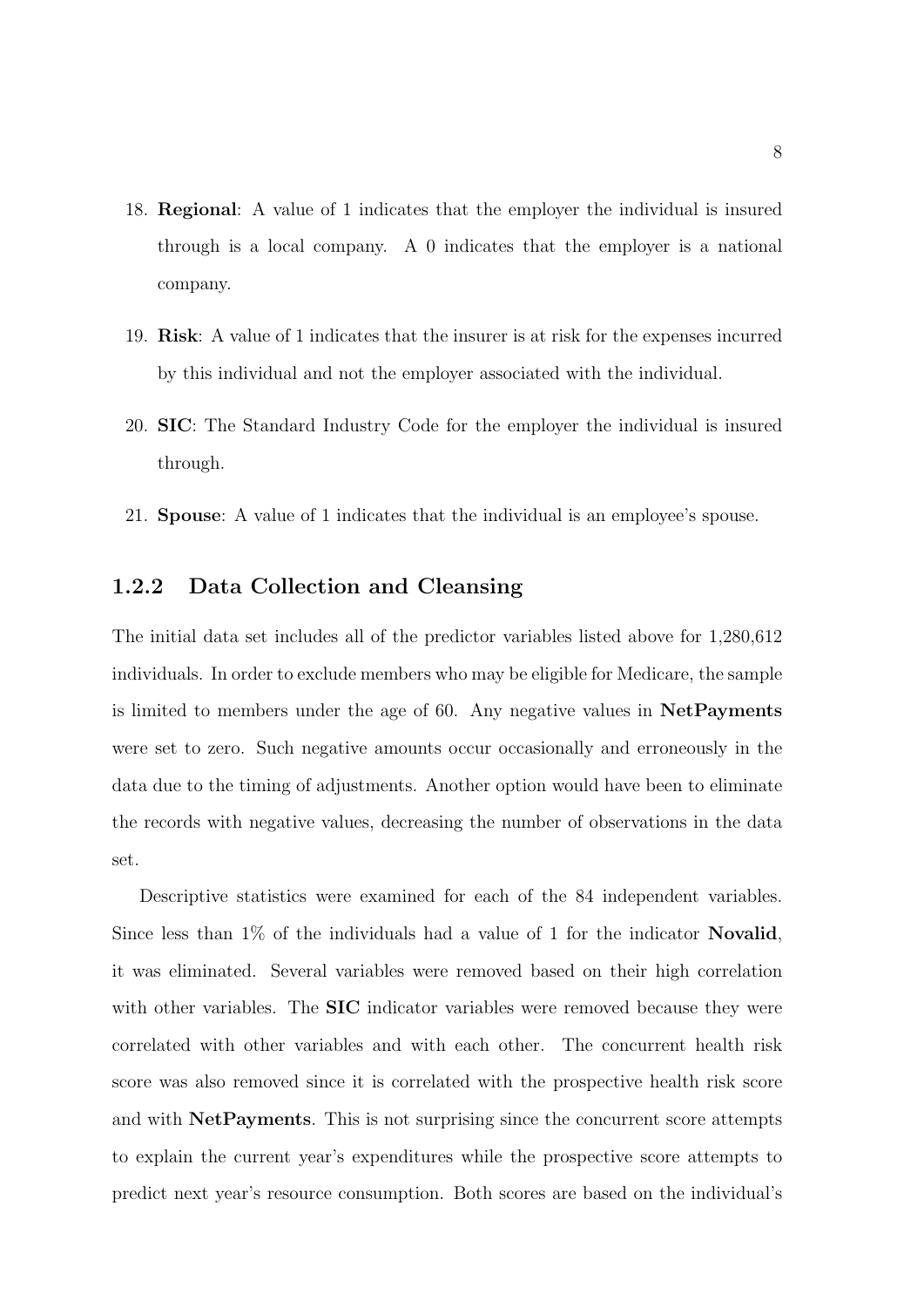18. **Regional**: A value of 1 indicates that the employer the individual is insured through is a local company. A 0 indicates that the employer is a national company.

19. **Risk**: A value of 1 indicates that the insurer is at risk for the expenses incurred by this individual and not the employer associated with the individual.

20. **SIC**: The Standard Industry Code for the employer the individual is insured through.

21. **Spouse**: A value of 1 indicates that the individual is an employee's spouse.

### 1.2.2 Data Collection and Cleansing

The initial data set includes all of the predictor variables listed above for 1,280,612 individuals. In order to exclude members who may be eligible for Medicare, the sample is limited to members under the age of 60. Any negative values in **NetPayments** were set to zero. Such negative amounts occur occasionally and erroneously in the data due to the timing of adjustments. Another option would have been to eliminate the records with negative values, decreasing the number of observations in the data set.

Descriptive statistics were examined for each of the 84 independent variables. Since less than 1% of the individuals had a value of 1 for the indicator **Novalid**, it was eliminated. Several variables were removed based on their high correlation with other variables. The **SIC** indicator variables were removed because they were correlated with other variables and with each other. The concurrent health risk score was also removed since it is correlated with the prospective health risk score and with **NetPayments**. This is not surprising since the concurrent score attempts to explain the current year's expenditures while the prospective score attempts to predict next year's resource consumption. Both scores are based on the individual's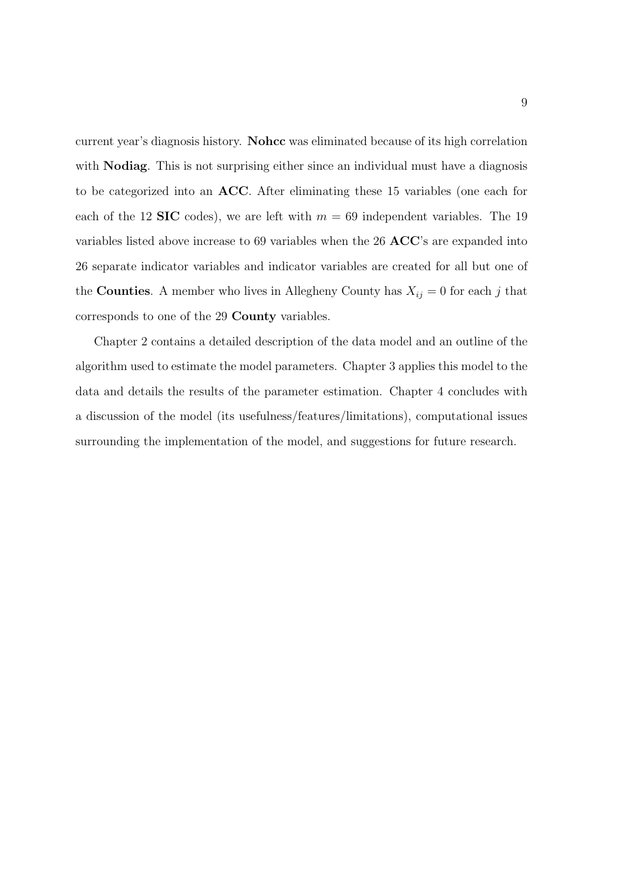current year's diagnosis history. **Nohcc** was eliminated because of its high correlation with **Nodiag**. This is not surprising either since an individual must have a diagnosis to be categorized into an **ACC**. After eliminating these 15 variables (one each for each of the 12 **SIC** codes), we are left with $m = 69$ independent variables. The 19 variables listed above increase to 69 variables when the 26 **ACC**'s are expanded into 26 separate indicator variables and indicator variables are created for all but one of the **Counties**. A member who lives in Allegheny County has $X_{ij} = 0$ for each $j$ that corresponds to one of the 29 **County** variables.

Chapter 2 contains a detailed description of the data model and an outline of the algorithm used to estimate the model parameters. Chapter 3 applies this model to the data and details the results of the parameter estimation. Chapter 4 concludes with a discussion of the model (its usefulness/features/limitations), computational issues surrounding the implementation of the model, and suggestions for future research.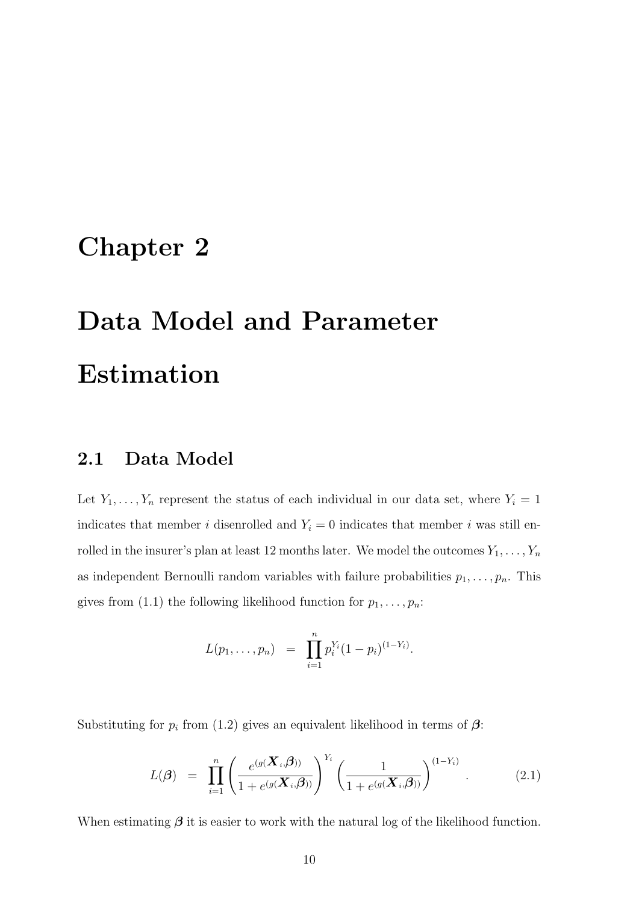# Chapter 2

# Data Model and Parameter Estimation

## 2.1 Data Model

Let $Y_1, \ldots, Y_n$ represent the status of each individual in our data set, where $Y_i = 1$ indicates that member $i$ disenrolled and $Y_i = 0$ indicates that member $i$ was still enrolled in the insurer's plan at least 12 months later. We model the outcomes $Y_1, \ldots, Y_n$ as independent Bernoulli random variables with failure probabilities $p_1, \ldots, p_n$. This gives from (1.1) the following likelihood function for $p_1, \ldots, p_n$:

$$L(p_1, \ldots, p_n) = \prod_{i=1}^{n} p_i^{Y_i}(1 - p_i)^{(1-Y_i)}.$$

Substituting for $p_i$ from (1.2) gives an equivalent likelihood in terms of $\boldsymbol{\beta}$:

$$L(\boldsymbol{\beta}) = \prod_{i=1}^{n} \left( \frac{e^{(g(\boldsymbol{X}_i, \boldsymbol{\beta}))}}{1 + e^{(g(\boldsymbol{X}_i, \boldsymbol{\beta}))}} \right)^{Y_i} \left( \frac{1}{1 + e^{(g(\boldsymbol{X}_i, \boldsymbol{\beta}))}} \right)^{(1-Y_i)}. \tag{2.1}$$

When estimating $\boldsymbol{\beta}$ it is easier to work with the natural log of the likelihood function.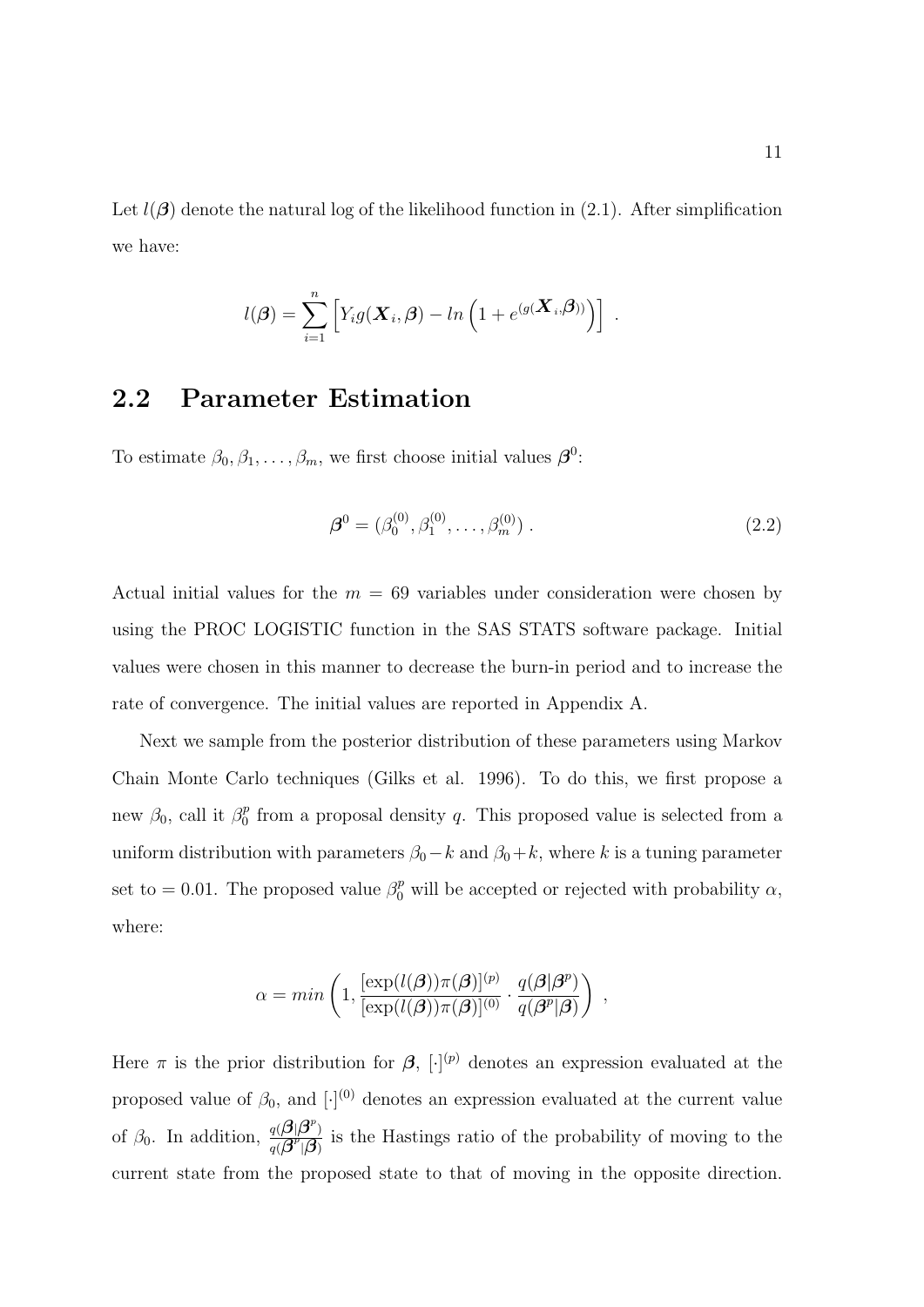Let $l(\boldsymbol{\beta})$ denote the natural log of the likelihood function in (2.1). After simplification we have:

$$l(\boldsymbol{\beta}) = \sum_{i=1}^{n} \left[ Y_i g(\boldsymbol{X}_i, \boldsymbol{\beta}) - ln\left(1 + e^{(g(\boldsymbol{X}_i, \boldsymbol{\beta}))}\right) \right] \ .$$

## 2.2 Parameter Estimation

To estimate $\beta_0, \beta_1, \ldots, \beta_m$, we first choose initial values $\boldsymbol{\beta}^0$:

$$\boldsymbol{\beta}^0 = (\beta_0^{(0)}, \beta_1^{(0)}, \ldots, \beta_m^{(0)}) \ . \tag{2.2}$$

Actual initial values for the $m = 69$ variables under consideration were chosen by using the PROC LOGISTIC function in the SAS STATS software package. Initial values were chosen in this manner to decrease the burn-in period and to increase the rate of convergence. The initial values are reported in Appendix A.

Next we sample from the posterior distribution of these parameters using Markov Chain Monte Carlo techniques (Gilks et al. 1996). To do this, we first propose a new $\beta_0$, call it $\beta_0^p$ from a proposal density $q$. This proposed value is selected from a uniform distribution with parameters $\beta_0 - k$ and $\beta_0 + k$, where $k$ is a tuning parameter set to $= 0.01$. The proposed value $\beta_0^p$ will be accepted or rejected with probability $\alpha$, where:

$$\alpha = min\left(1, \frac{[\exp(l(\boldsymbol{\beta}))\pi(\boldsymbol{\beta})]^{(p)}}{[\exp(l(\boldsymbol{\beta}))\pi(\boldsymbol{\beta})]^{(0)}} \cdot \frac{q(\boldsymbol{\beta}|\boldsymbol{\beta}^p)}{q(\boldsymbol{\beta}^p|\boldsymbol{\beta})}\right) \ ,$$

Here $\pi$ is the prior distribution for $\boldsymbol{\beta}$, $[\cdot]^{(p)}$ denotes an expression evaluated at the proposed value of $\beta_0$, and $[\cdot]^{(0)}$ denotes an expression evaluated at the current value of $\beta_0$. In addition, $\frac{q(\boldsymbol{\beta}|\boldsymbol{\beta}^p)}{q(\boldsymbol{\beta}^p|\boldsymbol{\beta})}$ is the Hastings ratio of the probability of moving to the current state from the proposed state to that of moving in the opposite direction.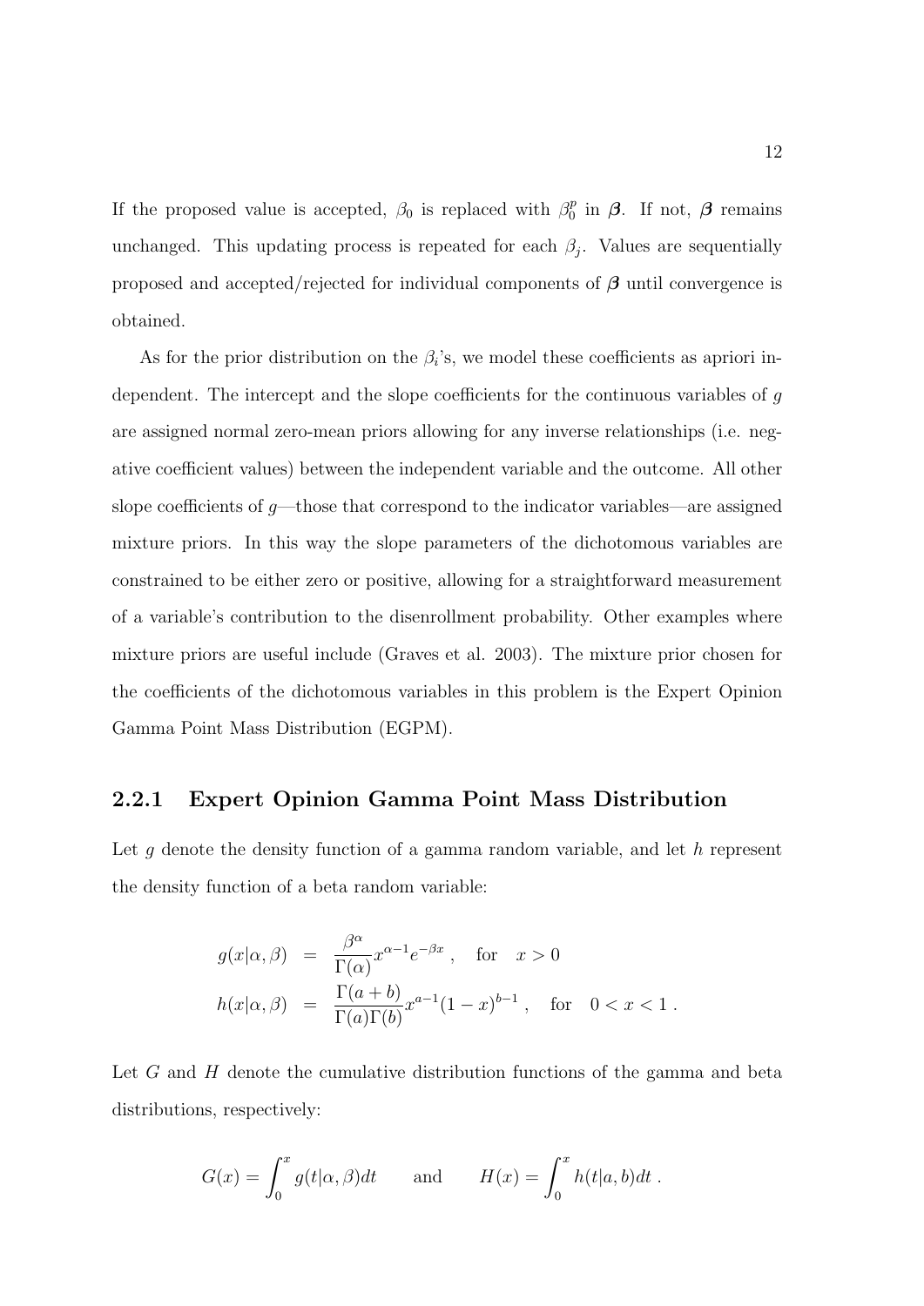If the proposed value is accepted, $\beta_0$ is replaced with $\beta_0^p$ in $\boldsymbol{\beta}$. If not, $\boldsymbol{\beta}$ remains unchanged. This updating process is repeated for each $\beta_j$. Values are sequentially proposed and accepted/rejected for individual components of $\boldsymbol{\beta}$ until convergence is obtained.

As for the prior distribution on the $\beta_i$'s, we model these coefficients as apriori independent. The intercept and the slope coefficients for the continuous variables of $g$ are assigned normal zero-mean priors allowing for any inverse relationships (i.e. negative coefficient values) between the independent variable and the outcome. All other slope coefficients of $g$—those that correspond to the indicator variables—are assigned mixture priors. In this way the slope parameters of the dichotomous variables are constrained to be either zero or positive, allowing for a straightforward measurement of a variable's contribution to the disenrollment probability. Other examples where mixture priors are useful include (Graves et al. 2003). The mixture prior chosen for the coefficients of the dichotomous variables in this problem is the Expert Opinion Gamma Point Mass Distribution (EGPM).

### 2.2.1 Expert Opinion Gamma Point Mass Distribution

Let $g$ denote the density function of a gamma random variable, and let $h$ represent the density function of a beta random variable:

$$
\begin{aligned}
g(x|\alpha, \beta) &= \frac{\beta^{\alpha}}{\Gamma(\alpha)} x^{\alpha-1} e^{-\beta x}, \quad \text{for} \quad x > 0 \\
h(x|\alpha, \beta) &= \frac{\Gamma(a+b)}{\Gamma(a)\Gamma(b)} x^{a-1} (1-x)^{b-1}, \quad \text{for} \quad 0 < x < 1 .
\end{aligned}
$$

Let $G$ and $H$ denote the cumulative distribution functions of the gamma and beta distributions, respectively:

$$
G(x) = \int_0^x g(t|\alpha, \beta) dt \qquad \text{and} \qquad H(x) = \int_0^x h(t|a, b) dt .
$$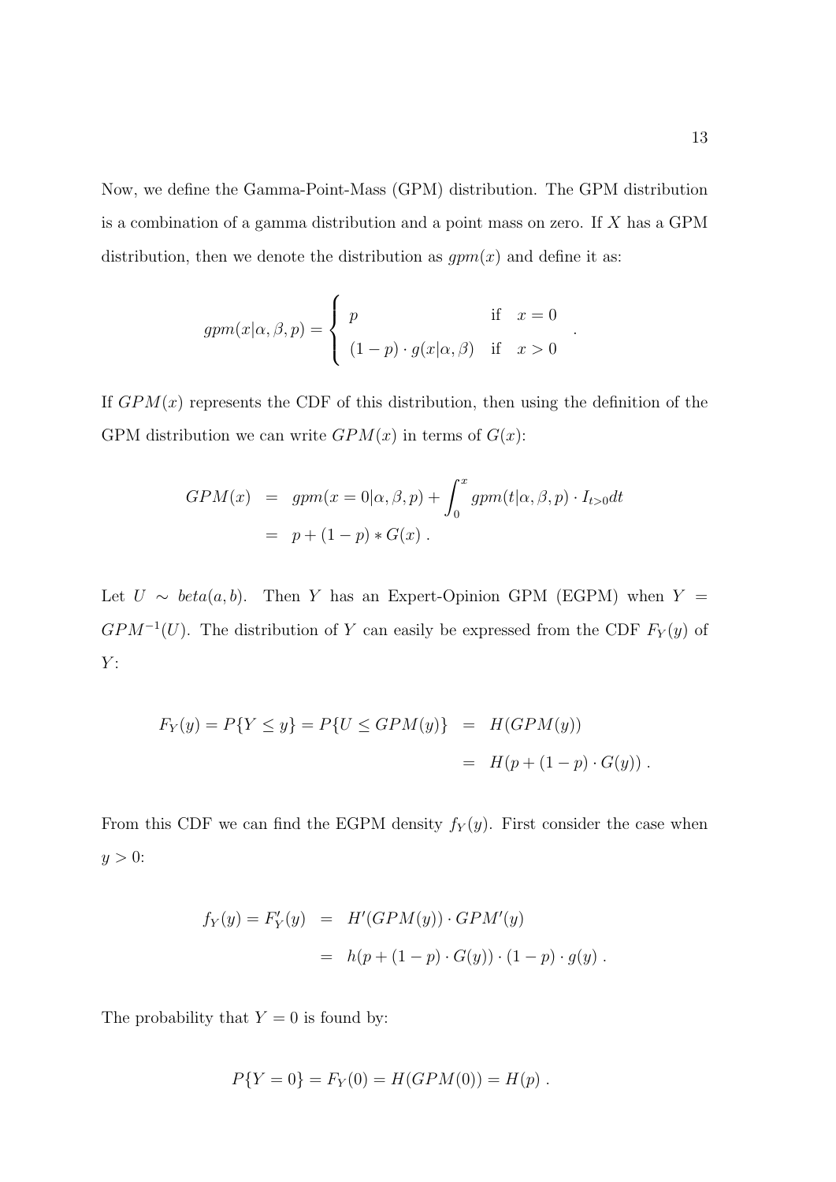Now, we define the Gamma-Point-Mass (GPM) distribution. The GPM distribution is a combination of a gamma distribution and a point mass on zero. If $X$ has a GPM distribution, then we denote the distribution as $gpm(x)$ and define it as:

$$
gpm(x|\alpha, \beta, p) = \begin{cases} p & \text{if} \quad x = 0 \\ (1-p) \cdot g(x|\alpha, \beta) & \text{if} \quad x > 0 \end{cases} .
$$

If $GPM(x)$ represents the CDF of this distribution, then using the definition of the GPM distribution we can write $GPM(x)$ in terms of $G(x)$:

$$
\begin{aligned}
GPM(x) &= gpm(x = 0|\alpha, \beta, p) + \int_0^x gpm(t|\alpha, \beta, p) \cdot I_{t>0} dt \\
&= p + (1-p) * G(x) .
\end{aligned}
$$

Let $U \sim beta(a, b)$. Then $Y$ has an Expert-Opinion GPM (EGPM) when $Y = GPM^{-1}(U)$. The distribution of $Y$ can easily be expressed from the CDF $F_Y(y)$ of $Y$:

$$
\begin{aligned}
F_Y(y) = P\{Y \leq y\} = P\{U \leq GPM(y)\} &= H(GPM(y)) \\
&= H(p + (1-p) \cdot G(y)) .
\end{aligned}
$$

From this CDF we can find the EGPM density $f_Y(y)$. First consider the case when $y > 0$:

$$
\begin{aligned}
f_Y(y) = F_Y'(y) &= H'(GPM(y)) \cdot GPM'(y) \\
&= h(p + (1-p) \cdot G(y)) \cdot (1-p) \cdot g(y) .
\end{aligned}
$$

The probability that $Y = 0$ is found by:

$$
P\{Y = 0\} = F_Y(0) = H(GPM(0)) = H(p) .
$$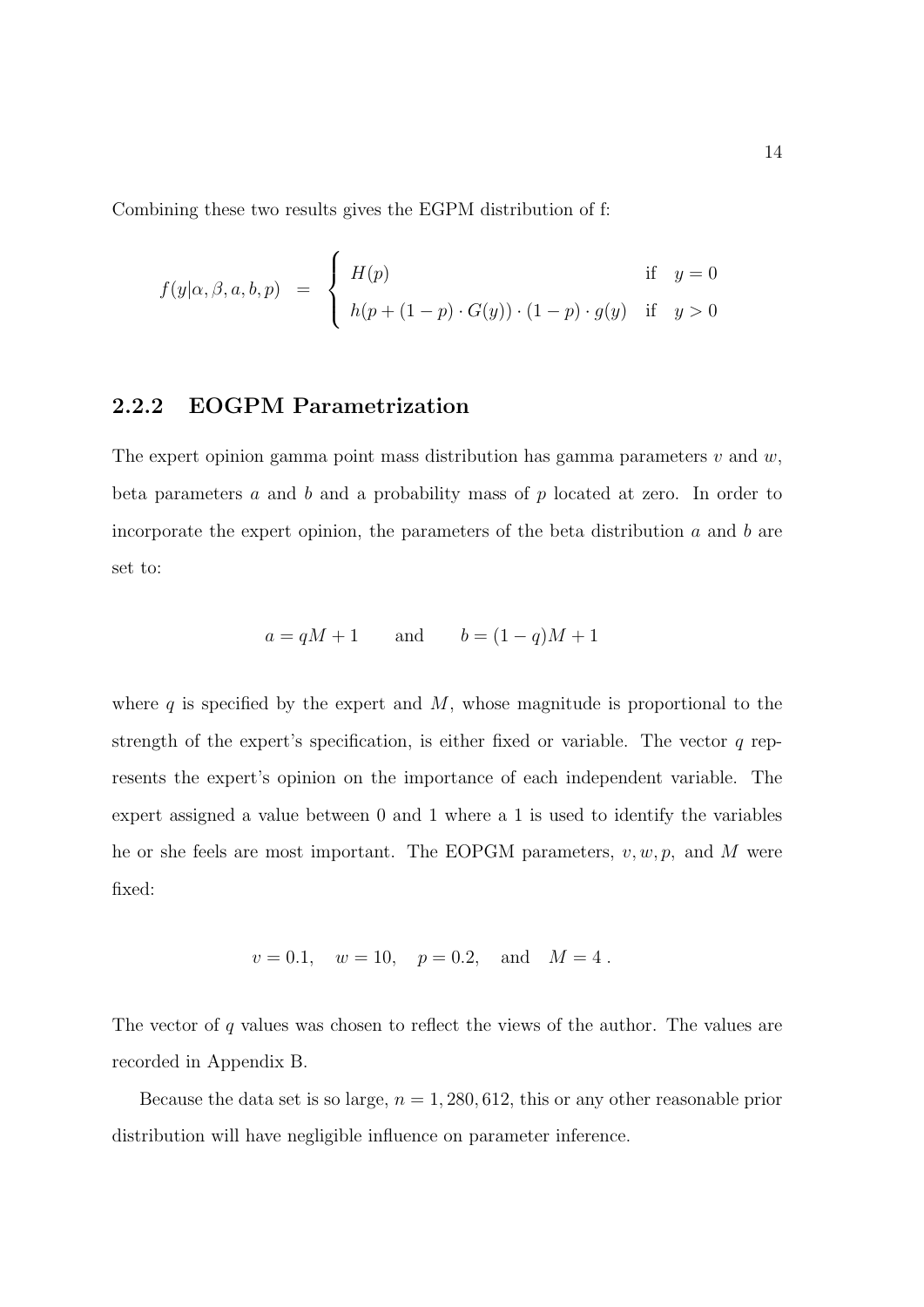Combining these two results gives the EGPM distribution of f:

$$
f(y|\alpha, \beta, a, b, p) = \begin{cases} H(p) & \text{if} \quad y = 0 \\ h(p + (1-p) \cdot G(y)) \cdot (1-p) \cdot g(y) & \text{if} \quad y > 0 \end{cases}
$$

### 2.2.2 EOGPM Parametrization

The expert opinion gamma point mass distribution has gamma parameters $v$ and $w$, beta parameters $a$ and $b$ and a probability mass of $p$ located at zero. In order to incorporate the expert opinion, the parameters of the beta distribution $a$ and $b$ are set to:

$$
a = qM + 1 \qquad \text{and} \qquad b = (1-q)M + 1
$$

where $q$ is specified by the expert and $M$, whose magnitude is proportional to the strength of the expert's specification, is either fixed or variable. The vector $q$ represents the expert's opinion on the importance of each independent variable. The expert assigned a value between 0 and 1 where a 1 is used to identify the variables he or she feels are most important. The EOPGM parameters, $v, w, p,$ and $M$ were fixed:

$$
v = 0.1, \quad w = 10, \quad p = 0.2, \quad \text{and} \quad M = 4\,.
$$

The vector of $q$ values was chosen to reflect the views of the author. The values are recorded in Appendix B.

Because the data set is so large, $n = 1,280,612$, this or any other reasonable prior distribution will have negligible influence on parameter inference.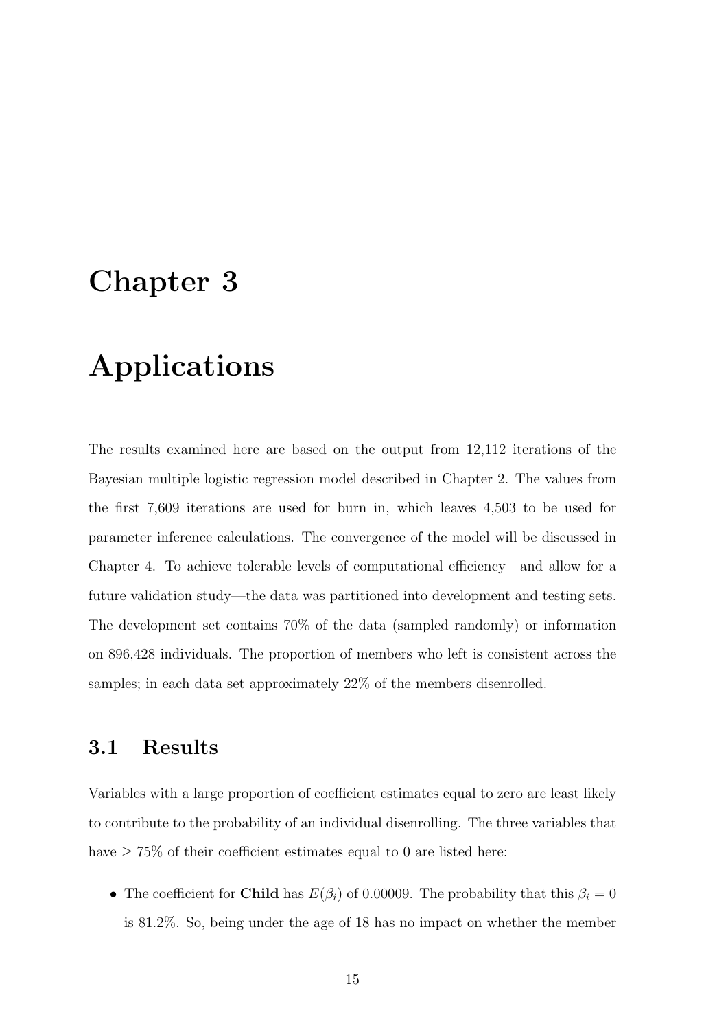# Chapter 3

# Applications

The results examined here are based on the output from 12,112 iterations of the Bayesian multiple logistic regression model described in Chapter 2. The values from the first 7,609 iterations are used for burn in, which leaves 4,503 to be used for parameter inference calculations. The convergence of the model will be discussed in Chapter 4. To achieve tolerable levels of computational efficiency—and allow for a future validation study—the data was partitioned into development and testing sets. The development set contains 70% of the data (sampled randomly) or information on 896,428 individuals. The proportion of members who left is consistent across the samples; in each data set approximately 22% of the members disenrolled.

## 3.1 Results

Variables with a large proportion of coefficient estimates equal to zero are least likely to contribute to the probability of an individual disenrolling. The three variables that have $\geq 75\%$ of their coefficient estimates equal to 0 are listed here:

- The coefficient for **Child** has $E(\beta_i)$ of 0.00009. The probability that this $\beta_i = 0$ is 81.2%. So, being under the age of 18 has no impact on whether the member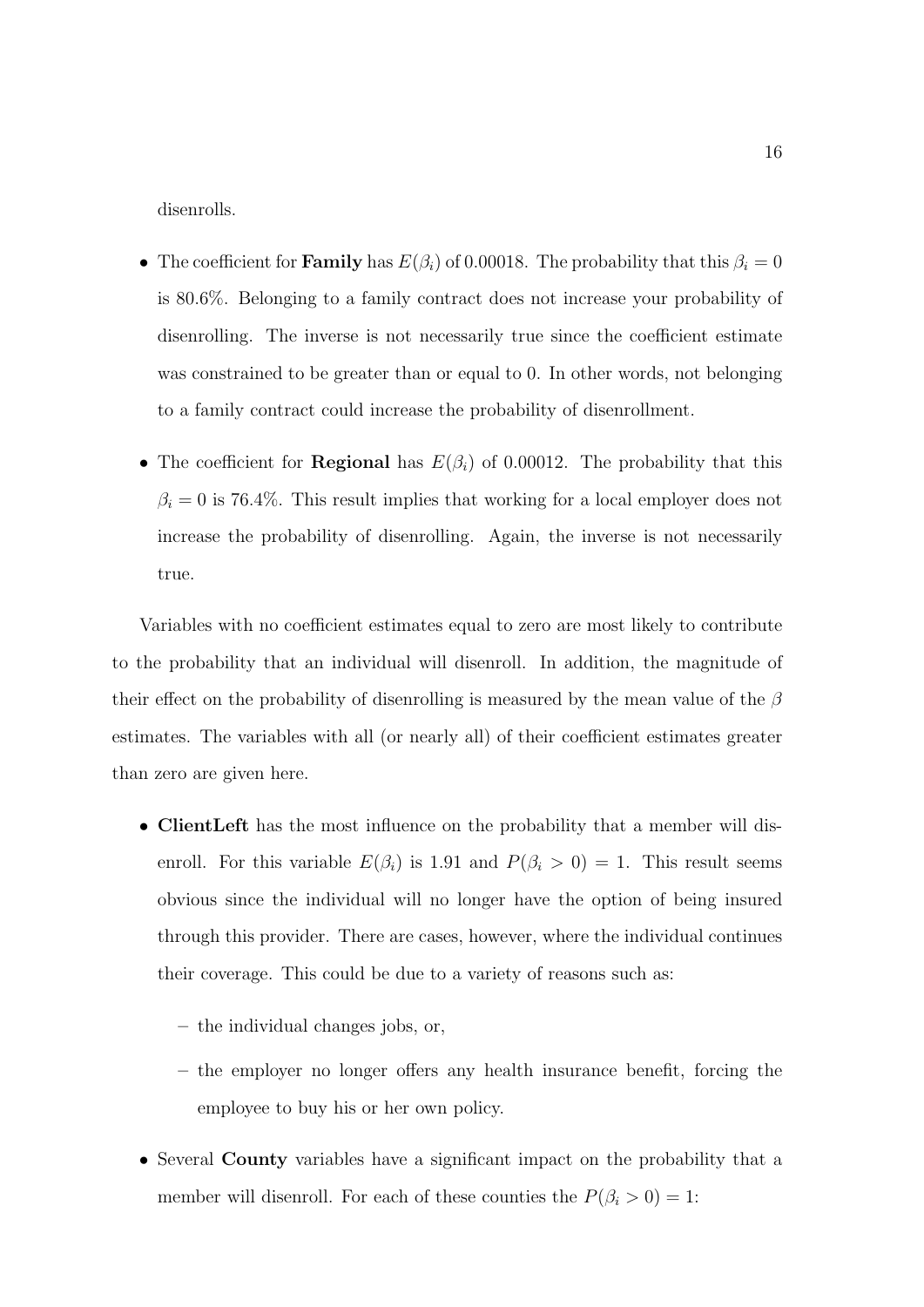disenrolls.

- The coefficient for **Family** has $E(\beta_i)$ of 0.00018. The probability that this $\beta_i = 0$ is 80.6%. Belonging to a family contract does not increase your probability of disenrolling. The inverse is not necessarily true since the coefficient estimate was constrained to be greater than or equal to 0. In other words, not belonging to a family contract could increase the probability of disenrollment.

- The coefficient for **Regional** has $E(\beta_i)$ of 0.00012. The probability that this $\beta_i = 0$ is 76.4%. This result implies that working for a local employer does not increase the probability of disenrolling. Again, the inverse is not necessarily true.

Variables with no coefficient estimates equal to zero are most likely to contribute to the probability that an individual will disenroll. In addition, the magnitude of their effect on the probability of disenrolling is measured by the mean value of the $\beta$ estimates. The variables with all (or nearly all) of their coefficient estimates greater than zero are given here.

- **ClientLeft** has the most influence on the probability that a member will disenroll. For this variable $E(\beta_i)$ is 1.91 and $P(\beta_i > 0) = 1$. This result seems obvious since the individual will no longer have the option of being insured through this provider. There are cases, however, where the individual continues their coverage. This could be due to a variety of reasons such as:
  - the individual changes jobs, or,
  - the employer no longer offers any health insurance benefit, forcing the employee to buy his or her own policy.

- Several **County** variables have a significant impact on the probability that a member will disenroll. For each of these counties the $P(\beta_i > 0) = 1$: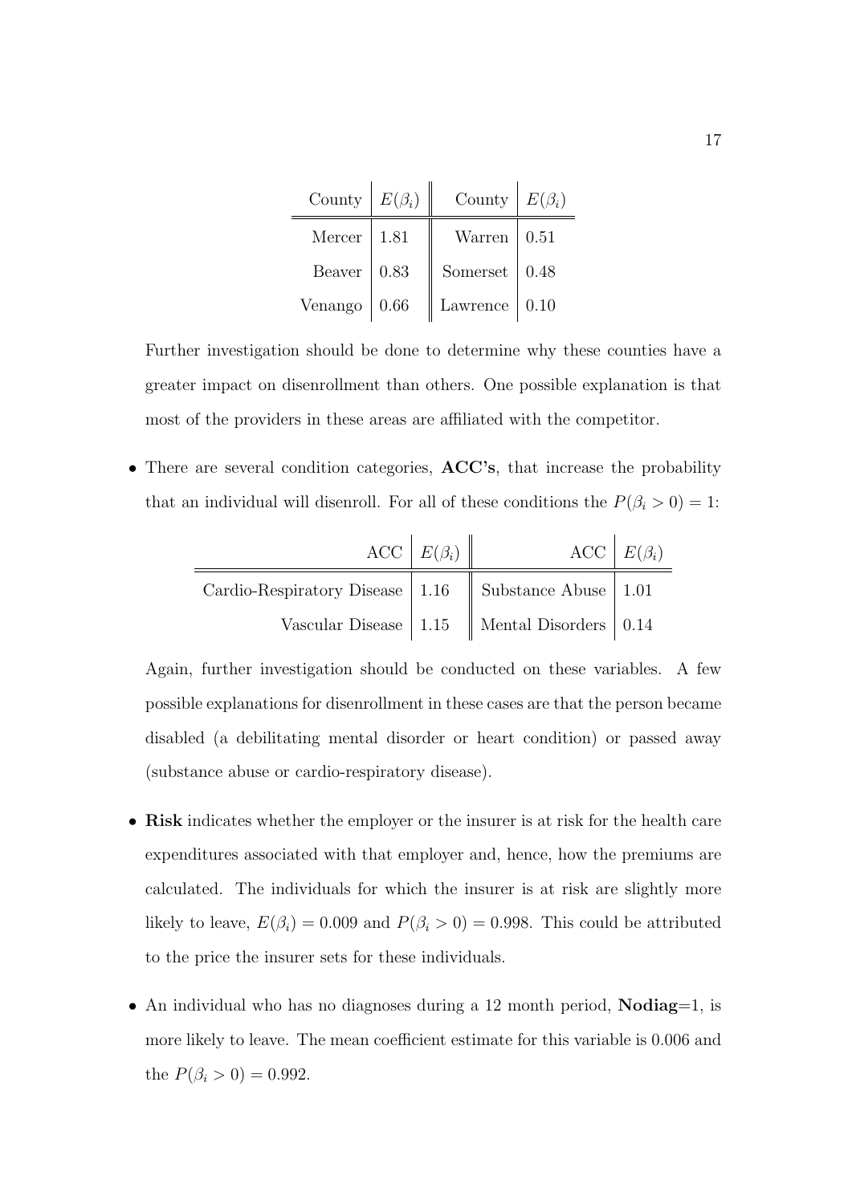| County | $E(\beta_i)$ | County | $E(\beta_i)$ |
|---|---|---|---|
| Mercer | 1.81 | Warren | 0.51 |
| Beaver | 0.83 | Somerset | 0.48 |
| Venango | 0.66 | Lawrence | 0.10 |

Further investigation should be done to determine why these counties have a greater impact on disenrollment than others. One possible explanation is that most of the providers in these areas are affiliated with the competitor.

- There are several condition categories, **ACC's**, that increase the probability that an individual will disenroll. For all of these conditions the $P(\beta_i > 0) = 1$:

| ACC | $E(\beta_i)$ | ACC | $E(\beta_i)$ |
|---|---|---|---|
| Cardio-Respiratory Disease | 1.16 | Substance Abuse | 1.01 |
| Vascular Disease | 1.15 | Mental Disorders | 0.14 |

Again, further investigation should be conducted on these variables. A few possible explanations for disenrollment in these cases are that the person became disabled (a debilitating mental disorder or heart condition) or passed away (substance abuse or cardio-respiratory disease).

- **Risk** indicates whether the employer or the insurer is at risk for the health care expenditures associated with that employer and, hence, how the premiums are calculated. The individuals for which the insurer is at risk are slightly more likely to leave, $E(\beta_i) = 0.009$ and $P(\beta_i > 0) = 0.998$. This could be attributed to the price the insurer sets for these individuals.

- An individual who has no diagnoses during a 12 month period, **Nodiag**=1, is more likely to leave. The mean coefficient estimate for this variable is 0.006 and the $P(\beta_i > 0) = 0.992$.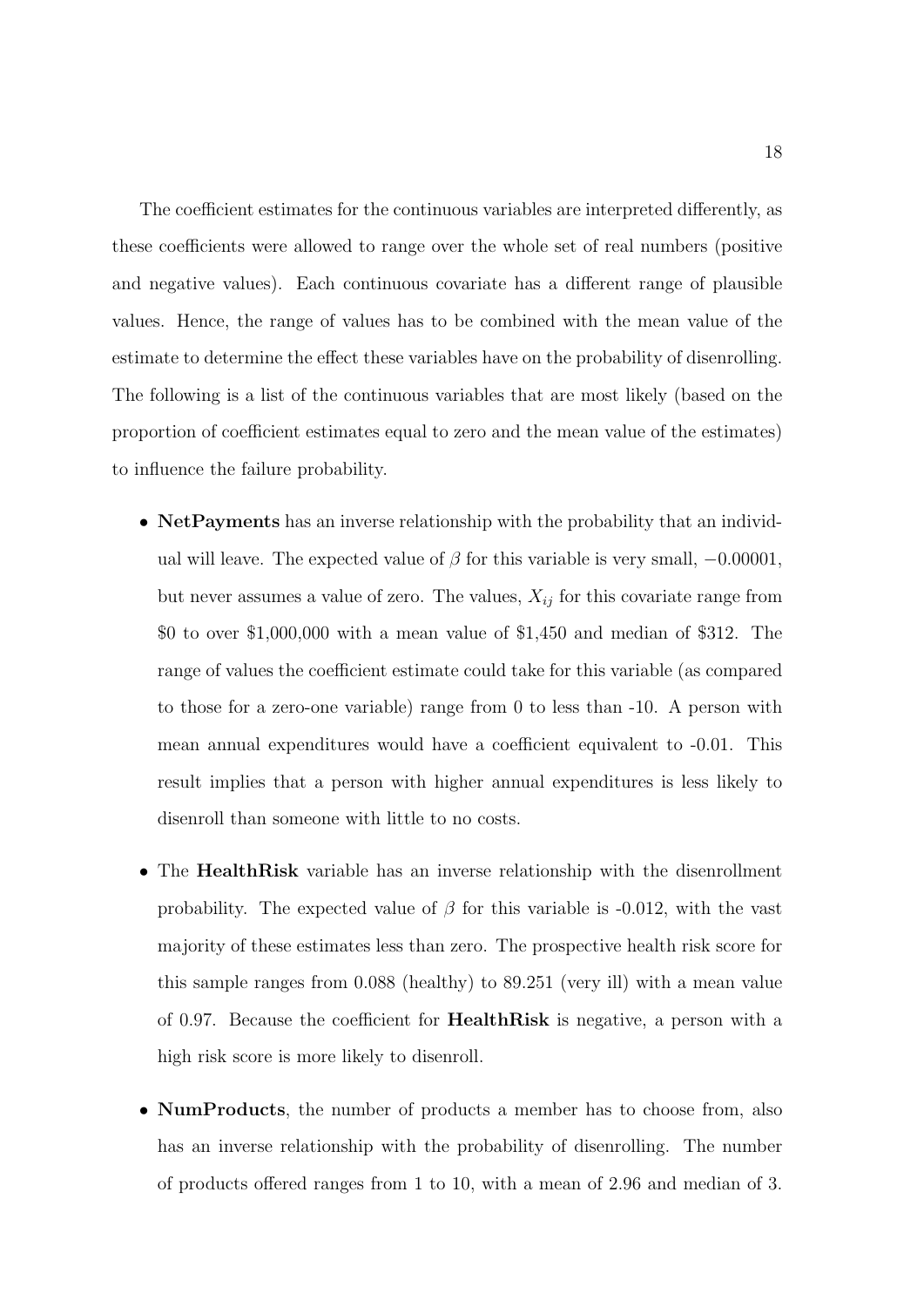The coefficient estimates for the continuous variables are interpreted differently, as these coefficients were allowed to range over the whole set of real numbers (positive and negative values). Each continuous covariate has a different range of plausible values. Hence, the range of values has to be combined with the mean value of the estimate to determine the effect these variables have on the probability of disenrolling. The following is a list of the continuous variables that are most likely (based on the proportion of coefficient estimates equal to zero and the mean value of the estimates) to influence the failure probability.

- **NetPayments** has an inverse relationship with the probability that an individual will leave. The expected value of $\beta$ for this variable is very small, $-0.00001$, but never assumes a value of zero. The values, $X_{ij}$ for this covariate range from \$0 to over \$1,000,000 with a mean value of \$1,450 and median of \$312. The range of values the coefficient estimate could take for this variable (as compared to those for a zero-one variable) range from 0 to less than -10. A person with mean annual expenditures would have a coefficient equivalent to -0.01. This result implies that a person with higher annual expenditures is less likely to disenroll than someone with little to no costs.

- The **HealthRisk** variable has an inverse relationship with the disenrollment probability. The expected value of $\beta$ for this variable is -0.012, with the vast majority of these estimates less than zero. The prospective health risk score for this sample ranges from 0.088 (healthy) to 89.251 (very ill) with a mean value of 0.97. Because the coefficient for **HealthRisk** is negative, a person with a high risk score is more likely to disenroll.

- **NumProducts**, the number of products a member has to choose from, also has an inverse relationship with the probability of disenrolling. The number of products offered ranges from 1 to 10, with a mean of 2.96 and median of 3.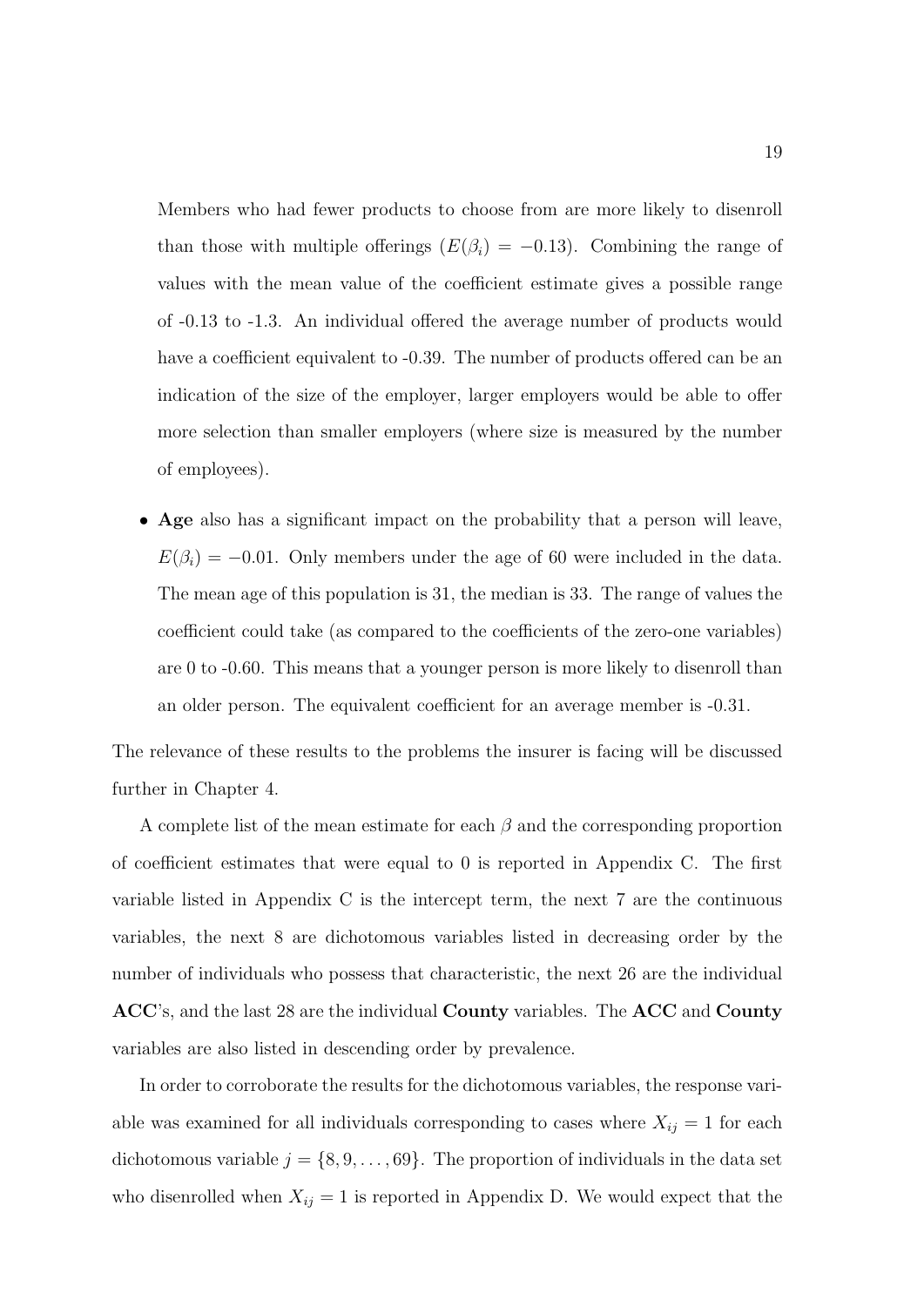Members who had fewer products to choose from are more likely to disenroll than those with multiple offerings ($E(\beta_i) = -0.13$). Combining the range of values with the mean value of the coefficient estimate gives a possible range of -0.13 to -1.3. An individual offered the average number of products would have a coefficient equivalent to -0.39. The number of products offered can be an indication of the size of the employer, larger employers would be able to offer more selection than smaller employers (where size is measured by the number of employees).

- **Age** also has a significant impact on the probability that a person will leave, $E(\beta_i) = -0.01$. Only members under the age of 60 were included in the data. The mean age of this population is 31, the median is 33. The range of values the coefficient could take (as compared to the coefficients of the zero-one variables) are 0 to -0.60. This means that a younger person is more likely to disenroll than an older person. The equivalent coefficient for an average member is -0.31.

The relevance of these results to the problems the insurer is facing will be discussed further in Chapter 4.

A complete list of the mean estimate for each $\beta$ and the corresponding proportion of coefficient estimates that were equal to 0 is reported in Appendix C. The first variable listed in Appendix C is the intercept term, the next 7 are the continuous variables, the next 8 are dichotomous variables listed in decreasing order by the number of individuals who possess that characteristic, the next 26 are the individual **ACC**'s, and the last 28 are the individual **County** variables. The **ACC** and **County** variables are also listed in descending order by prevalence.

In order to corroborate the results for the dichotomous variables, the response variable was examined for all individuals corresponding to cases where $X_{ij} = 1$ for each dichotomous variable $j = \{8, 9, \ldots, 69\}$. The proportion of individuals in the data set who disenrolled when $X_{ij} = 1$ is reported in Appendix D. We would expect that the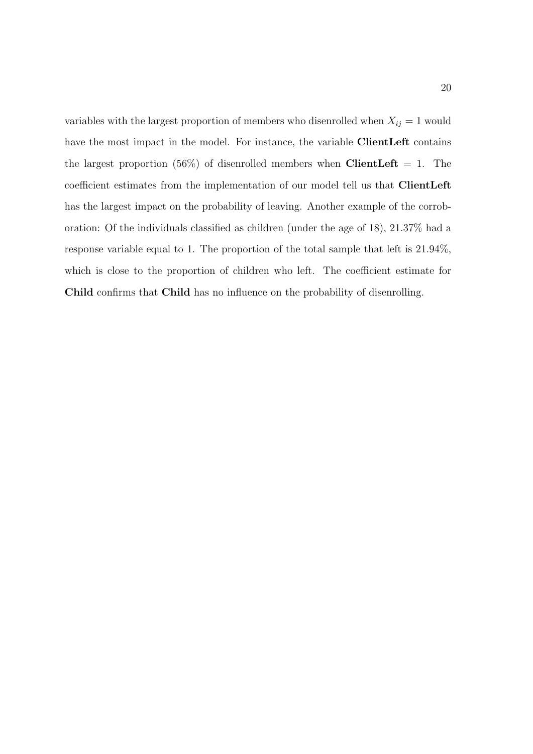variables with the largest proportion of members who disenrolled when $X_{ij} = 1$ would have the most impact in the model. For instance, the variable **ClientLeft** contains the largest proportion (56%) of disenrolled members when **ClientLeft** = 1. The coefficient estimates from the implementation of our model tell us that **ClientLeft** has the largest impact on the probability of leaving. Another example of the corroboration: Of the individuals classified as children (under the age of 18), 21.37% had a response variable equal to 1. The proportion of the total sample that left is 21.94%, which is close to the proportion of children who left. The coefficient estimate for **Child** confirms that **Child** has no influence on the probability of disenrolling.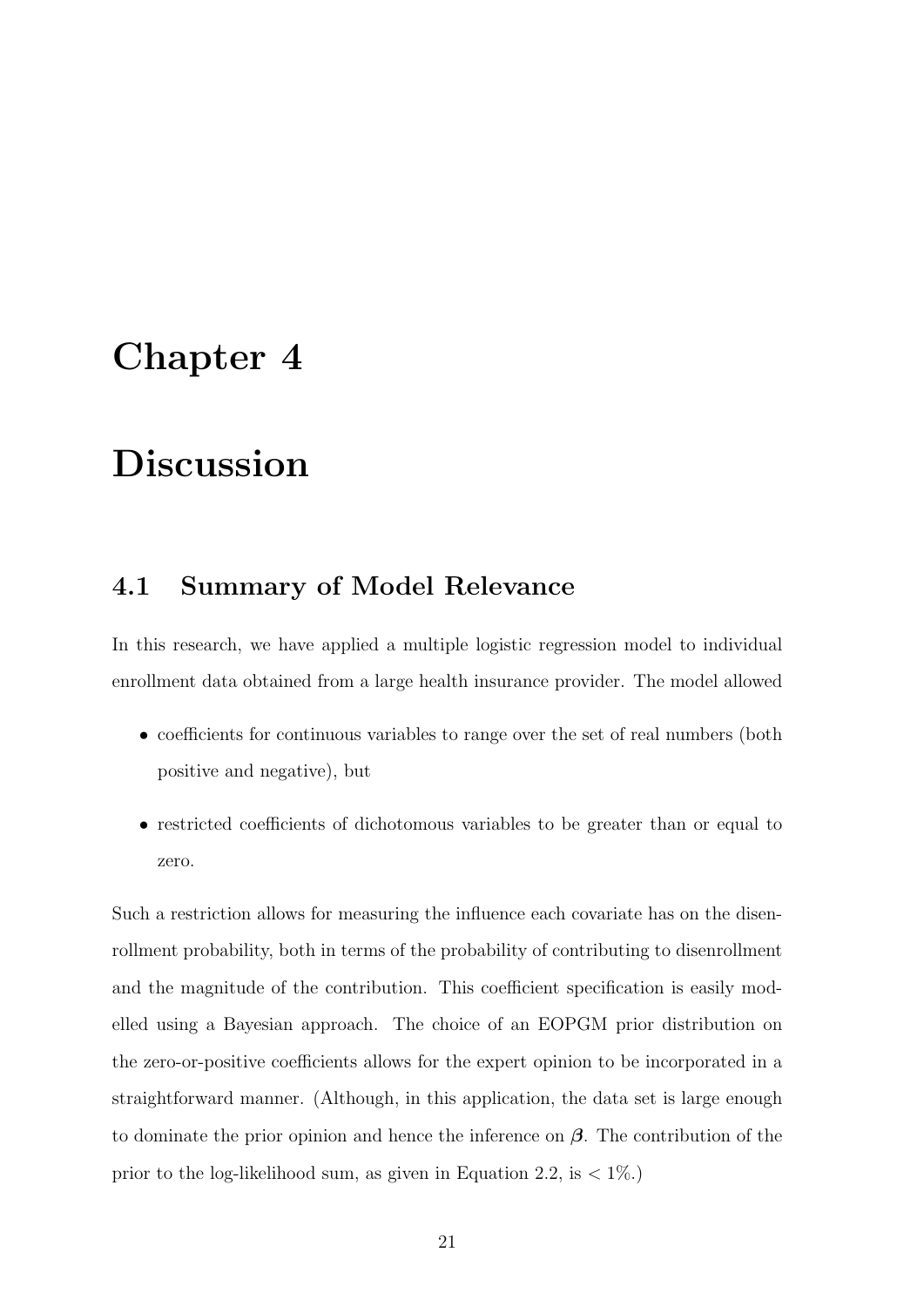# Chapter 4

# Discussion

## 4.1 Summary of Model Relevance

In this research, we have applied a multiple logistic regression model to individual enrollment data obtained from a large health insurance provider. The model allowed

- coefficients for continuous variables to range over the set of real numbers (both positive and negative), but
- restricted coefficients of dichotomous variables to be greater than or equal to zero.

Such a restriction allows for measuring the influence each covariate has on the disenrollment probability, both in terms of the probability of contributing to disenrollment and the magnitude of the contribution. This coefficient specification is easily modelled using a Bayesian approach. The choice of an EOPGM prior distribution on the zero-or-positive coefficients allows for the expert opinion to be incorporated in a straightforward manner. (Although, in this application, the data set is large enough to dominate the prior opinion and hence the inference on $\boldsymbol{\beta}$. The contribution of the prior to the log-likelihood sum, as given in Equation 2.2, is $< 1\%$.)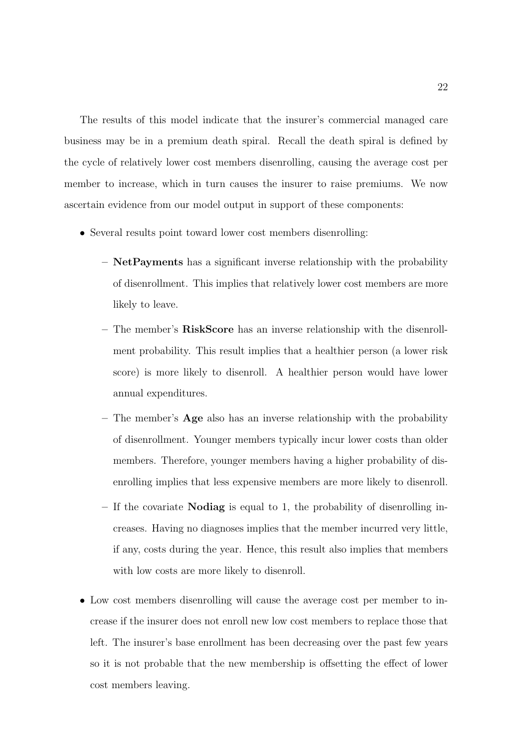The results of this model indicate that the insurer's commercial managed care business may be in a premium death spiral. Recall the death spiral is defined by the cycle of relatively lower cost members disenrolling, causing the average cost per member to increase, which in turn causes the insurer to raise premiums. We now ascertain evidence from our model output in support of these components:

- Several results point toward lower cost members disenrolling:
  - **NetPayments** has a significant inverse relationship with the probability of disenrollment. This implies that relatively lower cost members are more likely to leave.
  - The member's **RiskScore** has an inverse relationship with the disenrollment probability. This result implies that a healthier person (a lower risk score) is more likely to disenroll. A healthier person would have lower annual expenditures.
  - The member's **Age** also has an inverse relationship with the probability of disenrollment. Younger members typically incur lower costs than older members. Therefore, younger members having a higher probability of disenrolling implies that less expensive members are more likely to disenroll.
  - If the covariate **Nodiag** is equal to 1, the probability of disenrolling increases. Having no diagnoses implies that the member incurred very little, if any, costs during the year. Hence, this result also implies that members with low costs are more likely to disenroll.
- Low cost members disenrolling will cause the average cost per member to increase if the insurer does not enroll new low cost members to replace those that left. The insurer's base enrollment has been decreasing over the past few years so it is not probable that the new membership is offsetting the effect of lower cost members leaving.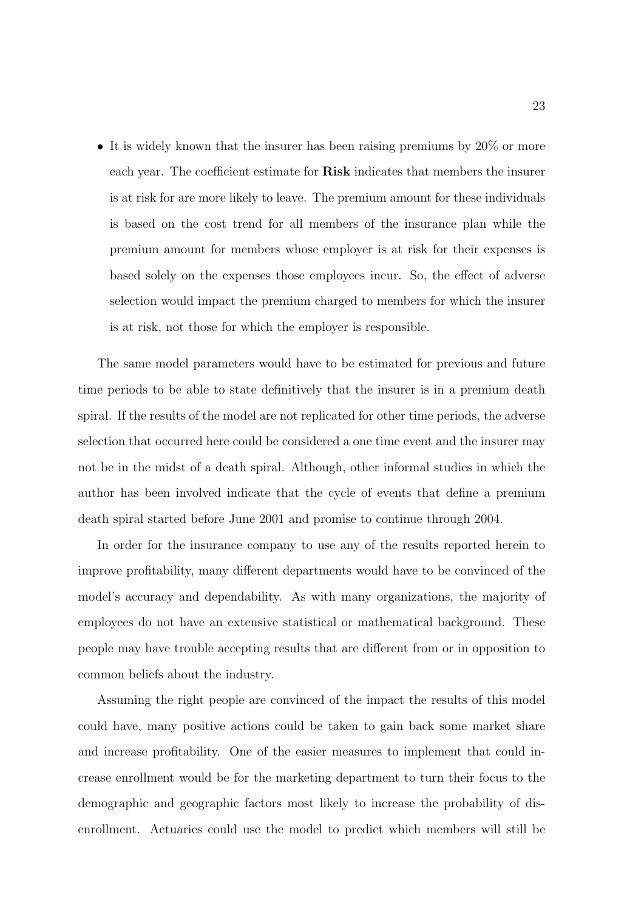- It is widely known that the insurer has been raising premiums by 20% or more each year. The coefficient estimate for **Risk** indicates that members the insurer is at risk for are more likely to leave. The premium amount for these individuals is based on the cost trend for all members of the insurance plan while the premium amount for members whose employer is at risk for their expenses is based solely on the expenses those employees incur. So, the effect of adverse selection would impact the premium charged to members for which the insurer is at risk, not those for which the employer is responsible.

The same model parameters would have to be estimated for previous and future time periods to be able to state definitively that the insurer is in a premium death spiral. If the results of the model are not replicated for other time periods, the adverse selection that occurred here could be considered a one time event and the insurer may not be in the midst of a death spiral. Although, other informal studies in which the author has been involved indicate that the cycle of events that define a premium death spiral started before June 2001 and promise to continue through 2004.

In order for the insurance company to use any of the results reported herein to improve profitability, many different departments would have to be convinced of the model's accuracy and dependability. As with many organizations, the majority of employees do not have an extensive statistical or mathematical background. These people may have trouble accepting results that are different from or in opposition to common beliefs about the industry.

Assuming the right people are convinced of the impact the results of this model could have, many positive actions could be taken to gain back some market share and increase profitability. One of the easier measures to implement that could increase enrollment would be for the marketing department to turn their focus to the demographic and geographic factors most likely to increase the probability of disenrollment. Actuaries could use the model to predict which members will still be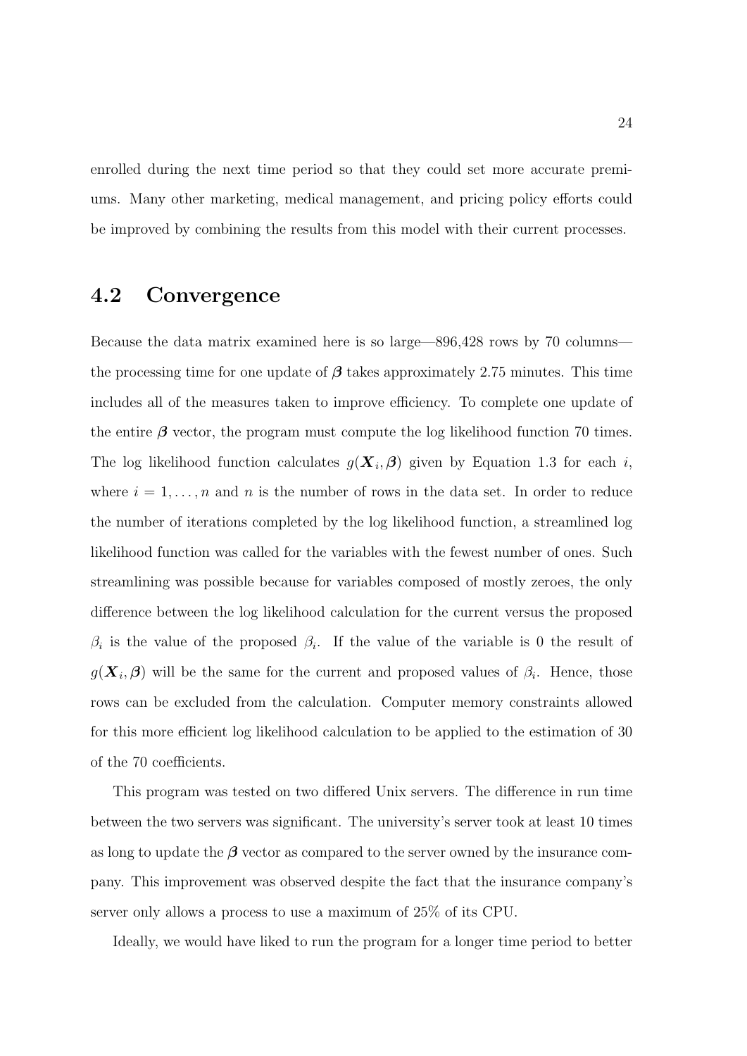enrolled during the next time period so that they could set more accurate premiums. Many other marketing, medical management, and pricing policy efforts could be improved by combining the results from this model with their current processes.

## 4.2 Convergence

Because the data matrix examined here is so large—896,428 rows by 70 columns—the processing time for one update of $\boldsymbol{\beta}$ takes approximately 2.75 minutes. This time includes all of the measures taken to improve efficiency. To complete one update of the entire $\boldsymbol{\beta}$ vector, the program must compute the log likelihood function 70 times. The log likelihood function calculates $g(\boldsymbol{X}_i, \boldsymbol{\beta})$ given by Equation 1.3 for each $i$, where $i = 1, \ldots, n$ and $n$ is the number of rows in the data set. In order to reduce the number of iterations completed by the log likelihood function, a streamlined log likelihood function was called for the variables with the fewest number of ones. Such streamlining was possible because for variables composed of mostly zeroes, the only difference between the log likelihood calculation for the current versus the proposed $\beta_i$ is the value of the proposed $\beta_i$. If the value of the variable is 0 the result of $g(\boldsymbol{X}_i, \boldsymbol{\beta})$ will be the same for the current and proposed values of $\beta_i$. Hence, those rows can be excluded from the calculation. Computer memory constraints allowed for this more efficient log likelihood calculation to be applied to the estimation of 30 of the 70 coefficients.

This program was tested on two differed Unix servers. The difference in run time between the two servers was significant. The university's server took at least 10 times as long to update the $\boldsymbol{\beta}$ vector as compared to the server owned by the insurance company. This improvement was observed despite the fact that the insurance company's server only allows a process to use a maximum of 25% of its CPU.

Ideally, we would have liked to run the program for a longer time period to better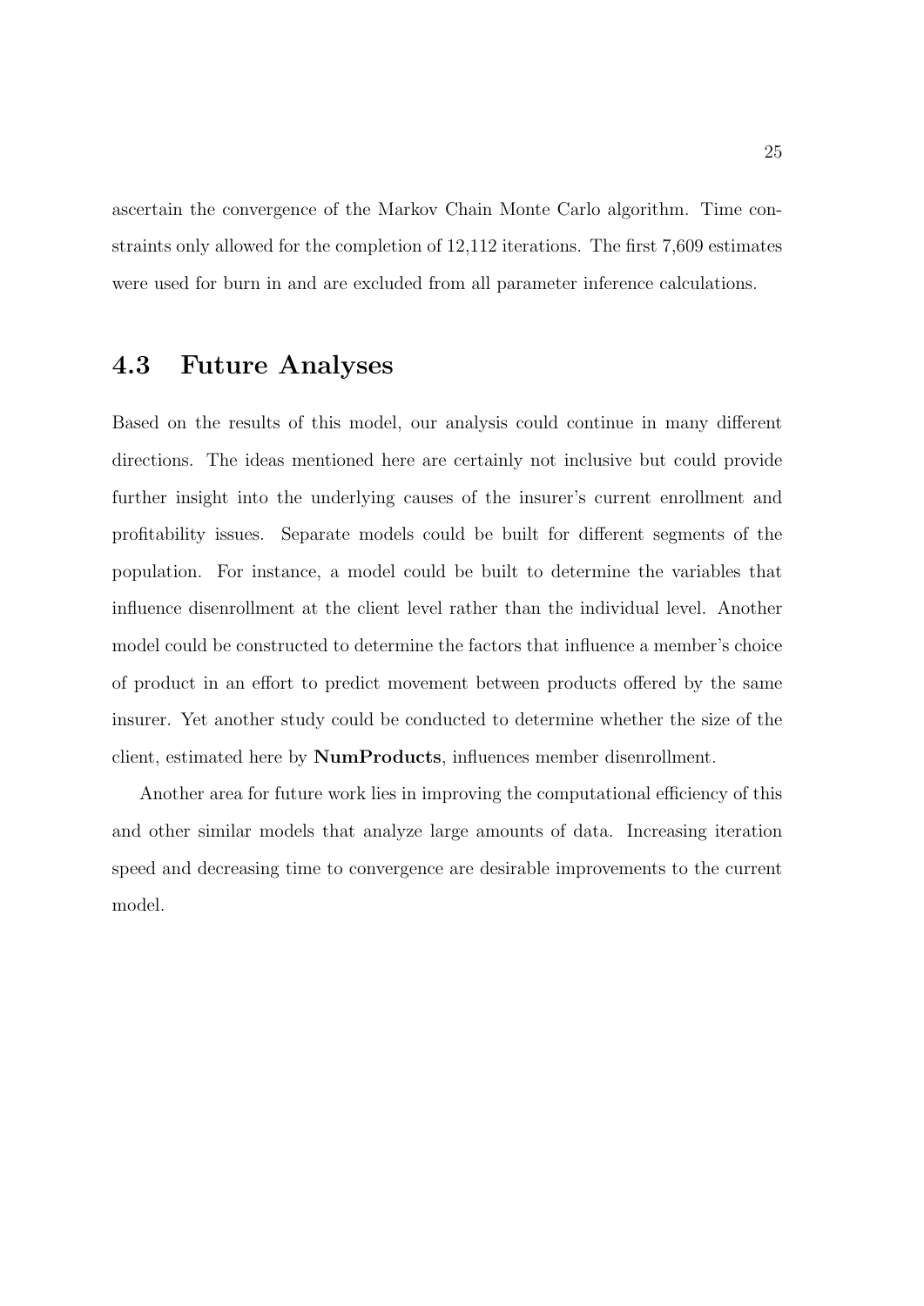ascertain the convergence of the Markov Chain Monte Carlo algorithm. Time constraints only allowed for the completion of 12,112 iterations. The first 7,609 estimates were used for burn in and are excluded from all parameter inference calculations.

## 4.3 Future Analyses

Based on the results of this model, our analysis could continue in many different directions. The ideas mentioned here are certainly not inclusive but could provide further insight into the underlying causes of the insurer's current enrollment and profitability issues. Separate models could be built for different segments of the population. For instance, a model could be built to determine the variables that influence disenrollment at the client level rather than the individual level. Another model could be constructed to determine the factors that influence a member's choice of product in an effort to predict movement between products offered by the same insurer. Yet another study could be conducted to determine whether the size of the client, estimated here by **NumProducts**, influences member disenrollment.

Another area for future work lies in improving the computational efficiency of this and other similar models that analyze large amounts of data. Increasing iteration speed and decreasing time to convergence are desirable improvements to the current model.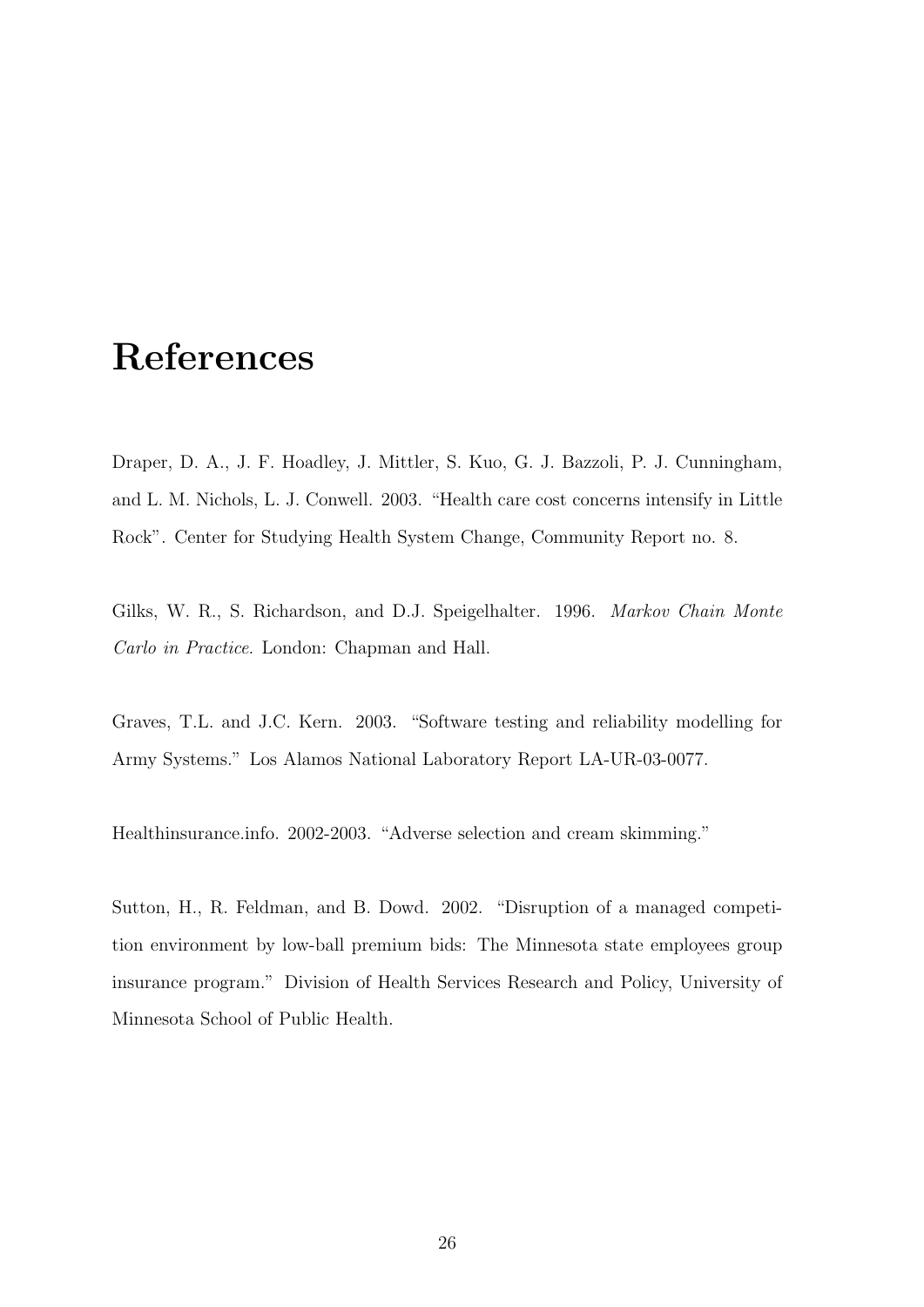# References

Draper, D. A., J. F. Hoadley, J. Mittler, S. Kuo, G. J. Bazzoli, P. J. Cunningham, and L. M. Nichols, L. J. Conwell. 2003. "Health care cost concerns intensify in Little Rock". Center for Studying Health System Change, Community Report no. 8.

Gilks, W. R., S. Richardson, and D.J. Speigelhalter. 1996. *Markov Chain Monte Carlo in Practice*. London: Chapman and Hall.

Graves, T.L. and J.C. Kern. 2003. "Software testing and reliability modelling for Army Systems." Los Alamos National Laboratory Report LA-UR-03-0077.

Healthinsurance.info. 2002-2003. "Adverse selection and cream skimming."

Sutton, H., R. Feldman, and B. Dowd. 2002. "Disruption of a managed competition environment by low-ball premium bids: The Minnesota state employees group insurance program." Division of Health Services Research and Policy, University of Minnesota School of Public Health.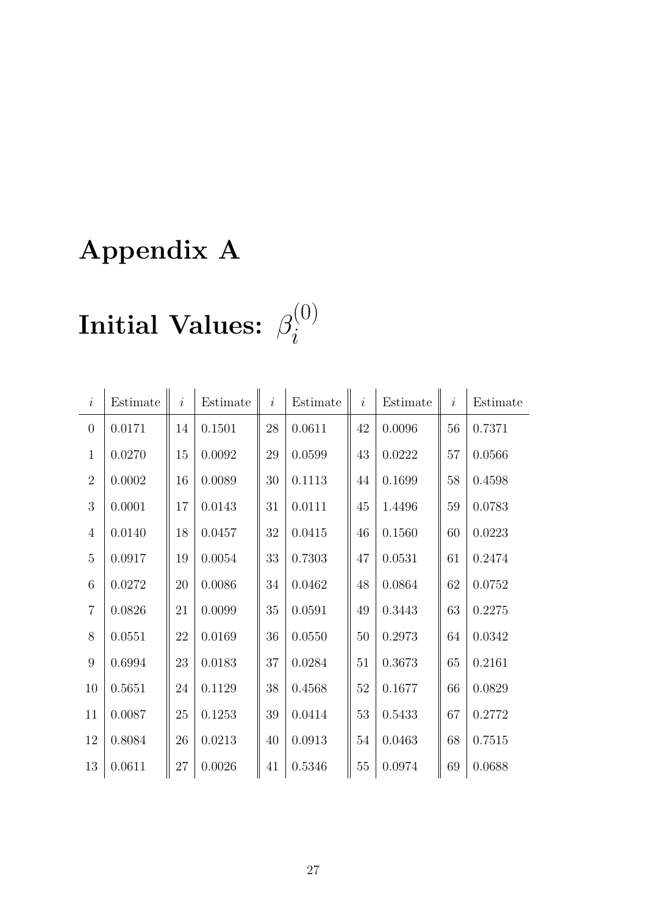# Appendix A

# Initial Values: $\beta_i^{(0)}$

| $i$ | Estimate | $i$ | Estimate | $i$ | Estimate | $i$ | Estimate | $i$ | Estimate |
|---|---|---|---|---|---|---|---|---|---|
| 0 | 0.0171 | 14 | 0.1501 | 28 | 0.0611 | 42 | 0.0096 | 56 | 0.7371 |
| 1 | 0.0270 | 15 | 0.0092 | 29 | 0.0599 | 43 | 0.0222 | 57 | 0.0566 |
| 2 | 0.0002 | 16 | 0.0089 | 30 | 0.1113 | 44 | 0.1699 | 58 | 0.4598 |
| 3 | 0.0001 | 17 | 0.0143 | 31 | 0.0111 | 45 | 1.4496 | 59 | 0.0783 |
| 4 | 0.0140 | 18 | 0.0457 | 32 | 0.0415 | 46 | 0.1560 | 60 | 0.0223 |
| 5 | 0.0917 | 19 | 0.0054 | 33 | 0.7303 | 47 | 0.0531 | 61 | 0.2474 |
| 6 | 0.0272 | 20 | 0.0086 | 34 | 0.0462 | 48 | 0.0864 | 62 | 0.0752 |
| 7 | 0.0826 | 21 | 0.0099 | 35 | 0.0591 | 49 | 0.3443 | 63 | 0.2275 |
| 8 | 0.0551 | 22 | 0.0169 | 36 | 0.0550 | 50 | 0.2973 | 64 | 0.0342 |
| 9 | 0.6994 | 23 | 0.0183 | 37 | 0.0284 | 51 | 0.3673 | 65 | 0.2161 |
| 10 | 0.5651 | 24 | 0.1129 | 38 | 0.4568 | 52 | 0.1677 | 66 | 0.0829 |
| 11 | 0.0087 | 25 | 0.1253 | 39 | 0.0414 | 53 | 0.5433 | 67 | 0.2772 |
| 12 | 0.8084 | 26 | 0.0213 | 40 | 0.0913 | 54 | 0.0463 | 68 | 0.7515 |
| 13 | 0.0611 | 27 | 0.0026 | 41 | 0.5346 | 55 | 0.0974 | 69 | 0.0688 |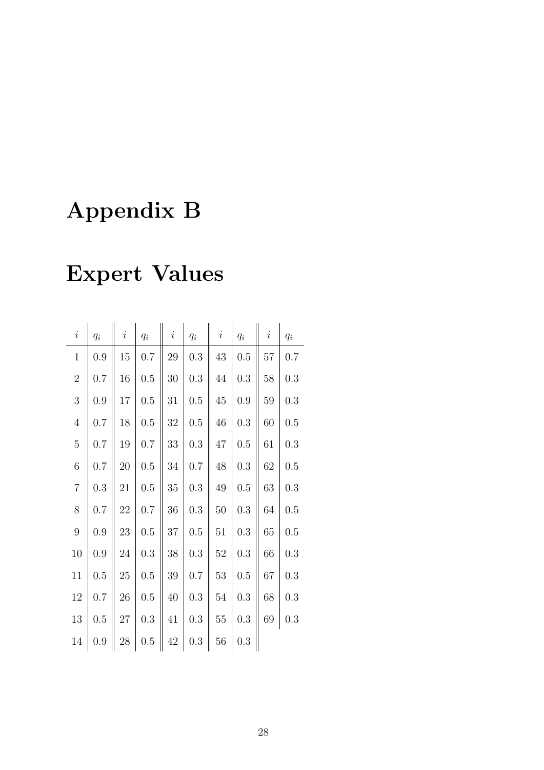# Appendix B

# Expert Values

| $i$ | $q_i$ | $i$ | $q_i$ | $i$ | $q_i$ | $i$ | $q_i$ | $i$ | $q_i$ |
|---|---|---|---|---|---|---|---|---|---|
| 1 | 0.9 | 15 | 0.7 | 29 | 0.3 | 43 | 0.5 | 57 | 0.7 |
| 2 | 0.7 | 16 | 0.5 | 30 | 0.3 | 44 | 0.3 | 58 | 0.3 |
| 3 | 0.9 | 17 | 0.5 | 31 | 0.5 | 45 | 0.9 | 59 | 0.3 |
| 4 | 0.7 | 18 | 0.5 | 32 | 0.5 | 46 | 0.3 | 60 | 0.5 |
| 5 | 0.7 | 19 | 0.7 | 33 | 0.3 | 47 | 0.5 | 61 | 0.3 |
| 6 | 0.7 | 20 | 0.5 | 34 | 0.7 | 48 | 0.3 | 62 | 0.5 |
| 7 | 0.3 | 21 | 0.5 | 35 | 0.3 | 49 | 0.5 | 63 | 0.3 |
| 8 | 0.7 | 22 | 0.7 | 36 | 0.3 | 50 | 0.3 | 64 | 0.5 |
| 9 | 0.9 | 23 | 0.5 | 37 | 0.5 | 51 | 0.3 | 65 | 0.5 |
| 10 | 0.9 | 24 | 0.3 | 38 | 0.3 | 52 | 0.3 | 66 | 0.3 |
| 11 | 0.5 | 25 | 0.5 | 39 | 0.7 | 53 | 0.5 | 67 | 0.3 |
| 12 | 0.7 | 26 | 0.5 | 40 | 0.3 | 54 | 0.3 | 68 | 0.3 |
| 13 | 0.5 | 27 | 0.3 | 41 | 0.3 | 55 | 0.3 | 69 | 0.3 |
| 14 | 0.9 | 28 | 0.5 | 42 | 0.3 | 56 | 0.3 | | |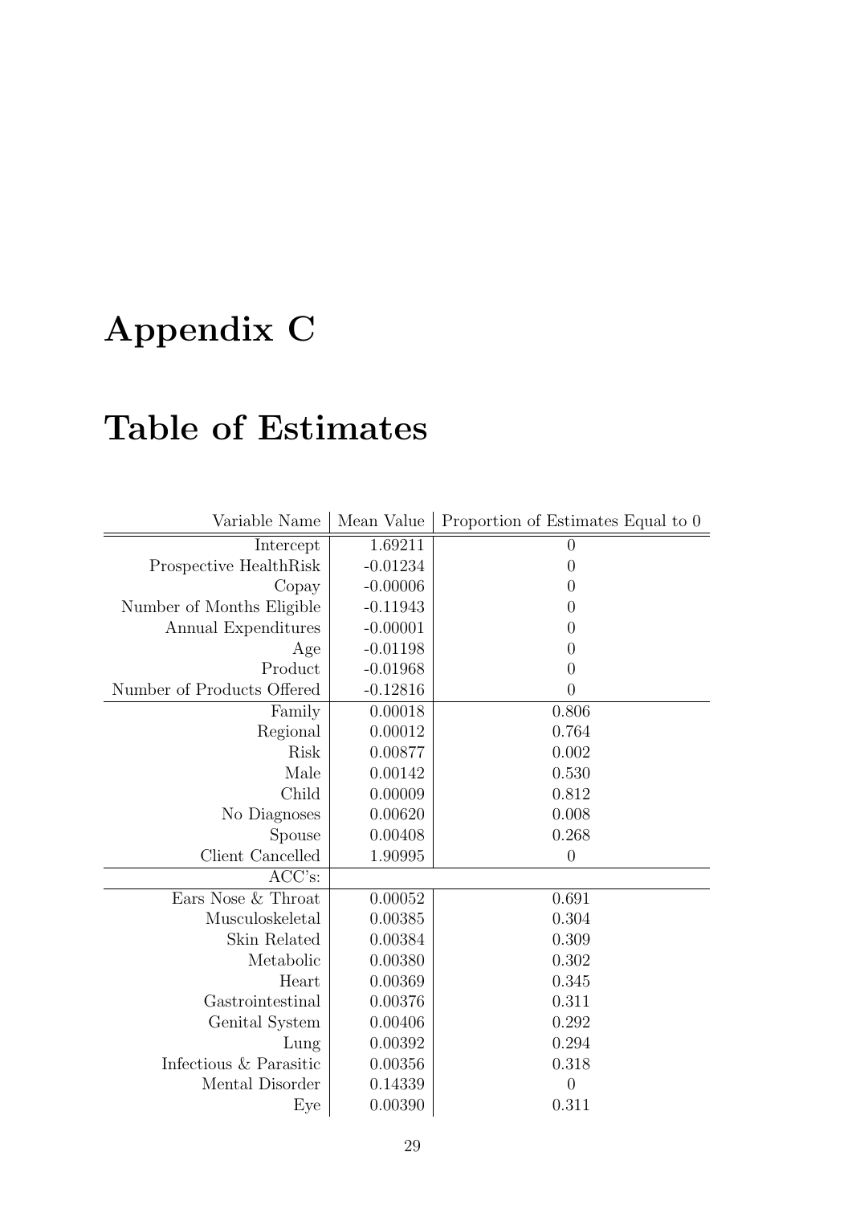# Appendix C

# Table of Estimates

| Variable Name | Mean Value | Proportion of Estimates Equal to 0 |
|---|---|---|
| Intercept | 1.69211 | 0 |
| Prospective HealthRisk | -0.01234 | 0 |
| Copay | -0.00006 | 0 |
| Number of Months Eligible | -0.11943 | 0 |
| Annual Expenditures | -0.00001 | 0 |
| Age | -0.01198 | 0 |
| Product | -0.01968 | 0 |
| Number of Products Offered | -0.12816 | 0 |
| Family | 0.00018 | 0.806 |
| Regional | 0.00012 | 0.764 |
| Risk | 0.00877 | 0.002 |
| Male | 0.00142 | 0.530 |
| Child | 0.00009 | 0.812 |
| No Diagnoses | 0.00620 | 0.008 |
| Spouse | 0.00408 | 0.268 |
| Client Cancelled | 1.90995 | 0 |
| ACC's: | | |
| Ears Nose & Throat | 0.00052 | 0.691 |
| Musculoskeletal | 0.00385 | 0.304 |
| Skin Related | 0.00384 | 0.309 |
| Metabolic | 0.00380 | 0.302 |
| Heart | 0.00369 | 0.345 |
| Gastrointestinal | 0.00376 | 0.311 |
| Genital System | 0.00406 | 0.292 |
| Lung | 0.00392 | 0.294 |
| Infectious & Parasitic | 0.00356 | 0.318 |
| Mental Disorder | 0.14339 | 0 |
| Eye | 0.00390 | 0.311 |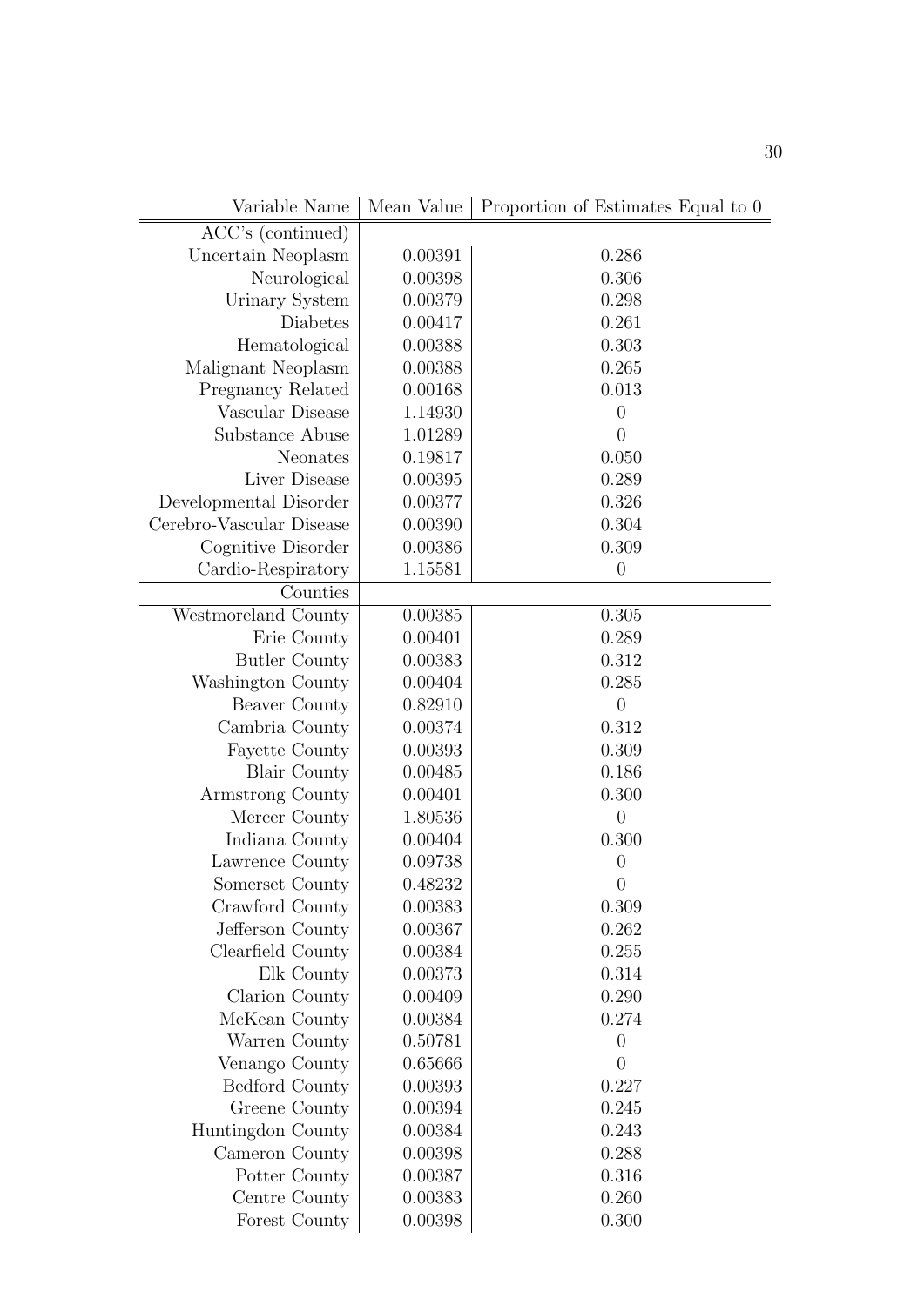| Variable Name | Mean Value | Proportion of Estimates Equal to 0 |
|---|---|---|
| ACC's (continued) | | |
| Uncertain Neoplasm | 0.00391 | 0.286 |
| Neurological | 0.00398 | 0.306 |
| Urinary System | 0.00379 | 0.298 |
| Diabetes | 0.00417 | 0.261 |
| Hematological | 0.00388 | 0.303 |
| Malignant Neoplasm | 0.00388 | 0.265 |
| Pregnancy Related | 0.00168 | 0.013 |
| Vascular Disease | 1.14930 | 0 |
| Substance Abuse | 1.01289 | 0 |
| Neonates | 0.19817 | 0.050 |
| Liver Disease | 0.00395 | 0.289 |
| Developmental Disorder | 0.00377 | 0.326 |
| Cerebro-Vascular Disease | 0.00390 | 0.304 |
| Cognitive Disorder | 0.00386 | 0.309 |
| Cardio-Respiratory | 1.15581 | 0 |
| Counties | | |
| Westmoreland County | 0.00385 | 0.305 |
| Erie County | 0.00401 | 0.289 |
| Butler County | 0.00383 | 0.312 |
| Washington County | 0.00404 | 0.285 |
| Beaver County | 0.82910 | 0 |
| Cambria County | 0.00374 | 0.312 |
| Fayette County | 0.00393 | 0.309 |
| Blair County | 0.00485 | 0.186 |
| Armstrong County | 0.00401 | 0.300 |
| Mercer County | 1.80536 | 0 |
| Indiana County | 0.00404 | 0.300 |
| Lawrence County | 0.09738 | 0 |
| Somerset County | 0.48232 | 0 |
| Crawford County | 0.00383 | 0.309 |
| Jefferson County | 0.00367 | 0.262 |
| Clearfield County | 0.00384 | 0.255 |
| Elk County | 0.00373 | 0.314 |
| Clarion County | 0.00409 | 0.290 |
| McKean County | 0.00384 | 0.274 |
| Warren County | 0.50781 | 0 |
| Venango County | 0.65666 | 0 |
| Bedford County | 0.00393 | 0.227 |
| Greene County | 0.00394 | 0.245 |
| Huntingdon County | 0.00384 | 0.243 |
| Cameron County | 0.00398 | 0.288 |
| Potter County | 0.00387 | 0.316 |
| Centre County | 0.00383 | 0.260 |
| Forest County | 0.00398 | 0.300 |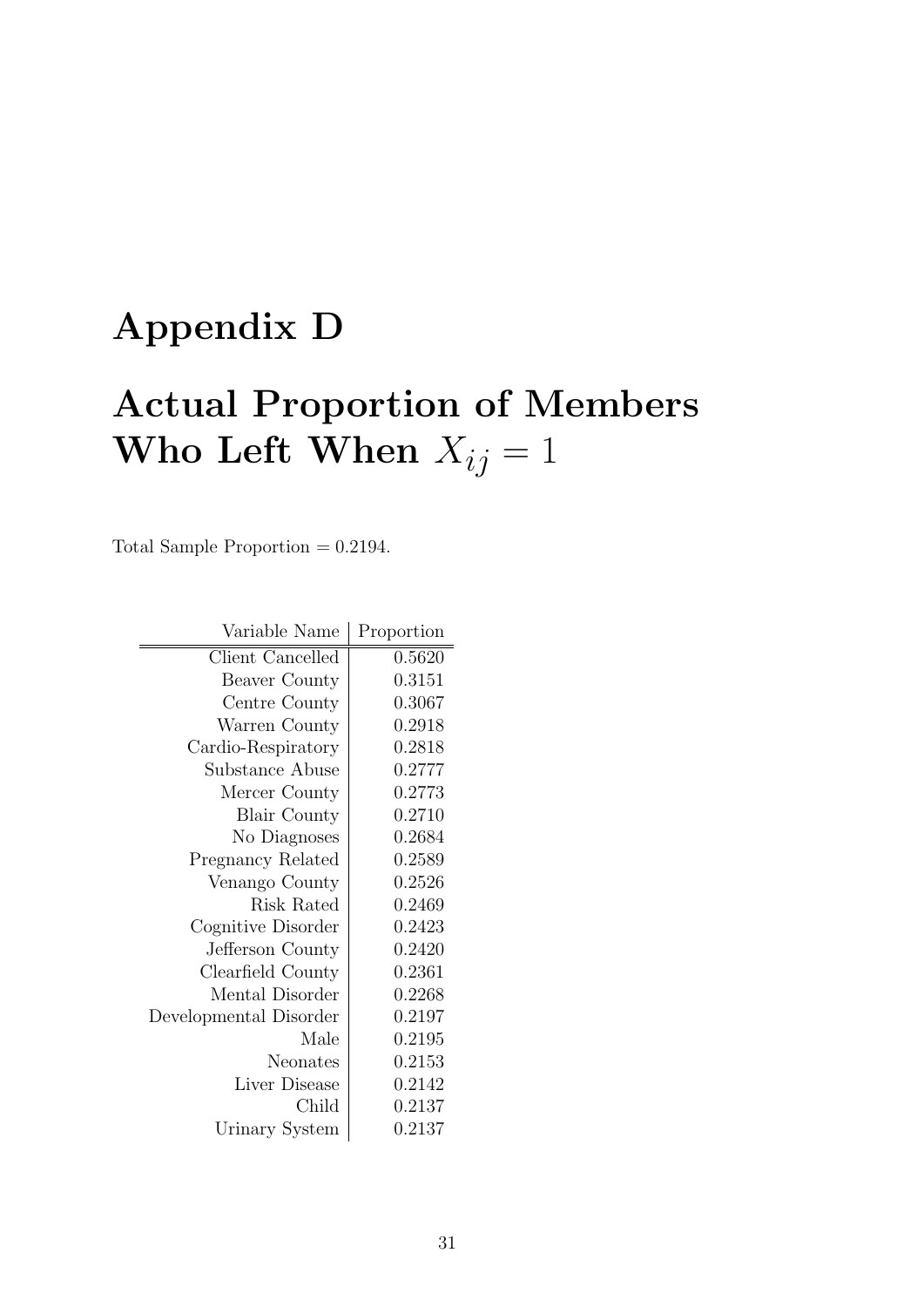# Appendix D

# Actual Proportion of Members Who Left When $X_{ij} = 1$

Total Sample Proportion = 0.2194.

| Variable Name | Proportion |
|---|---|
| Client Cancelled | 0.5620 |
| Beaver County | 0.3151 |
| Centre County | 0.3067 |
| Warren County | 0.2918 |
| Cardio-Respiratory | 0.2818 |
| Substance Abuse | 0.2777 |
| Mercer County | 0.2773 |
| Blair County | 0.2710 |
| No Diagnoses | 0.2684 |
| Pregnancy Related | 0.2589 |
| Venango County | 0.2526 |
| Risk Rated | 0.2469 |
| Cognitive Disorder | 0.2423 |
| Jefferson County | 0.2420 |
| Clearfield County | 0.2361 |
| Mental Disorder | 0.2268 |
| Developmental Disorder | 0.2197 |
| Male | 0.2195 |
| Neonates | 0.2153 |
| Liver Disease | 0.2142 |
| Child | 0.2137 |
| Urinary System | 0.2137 |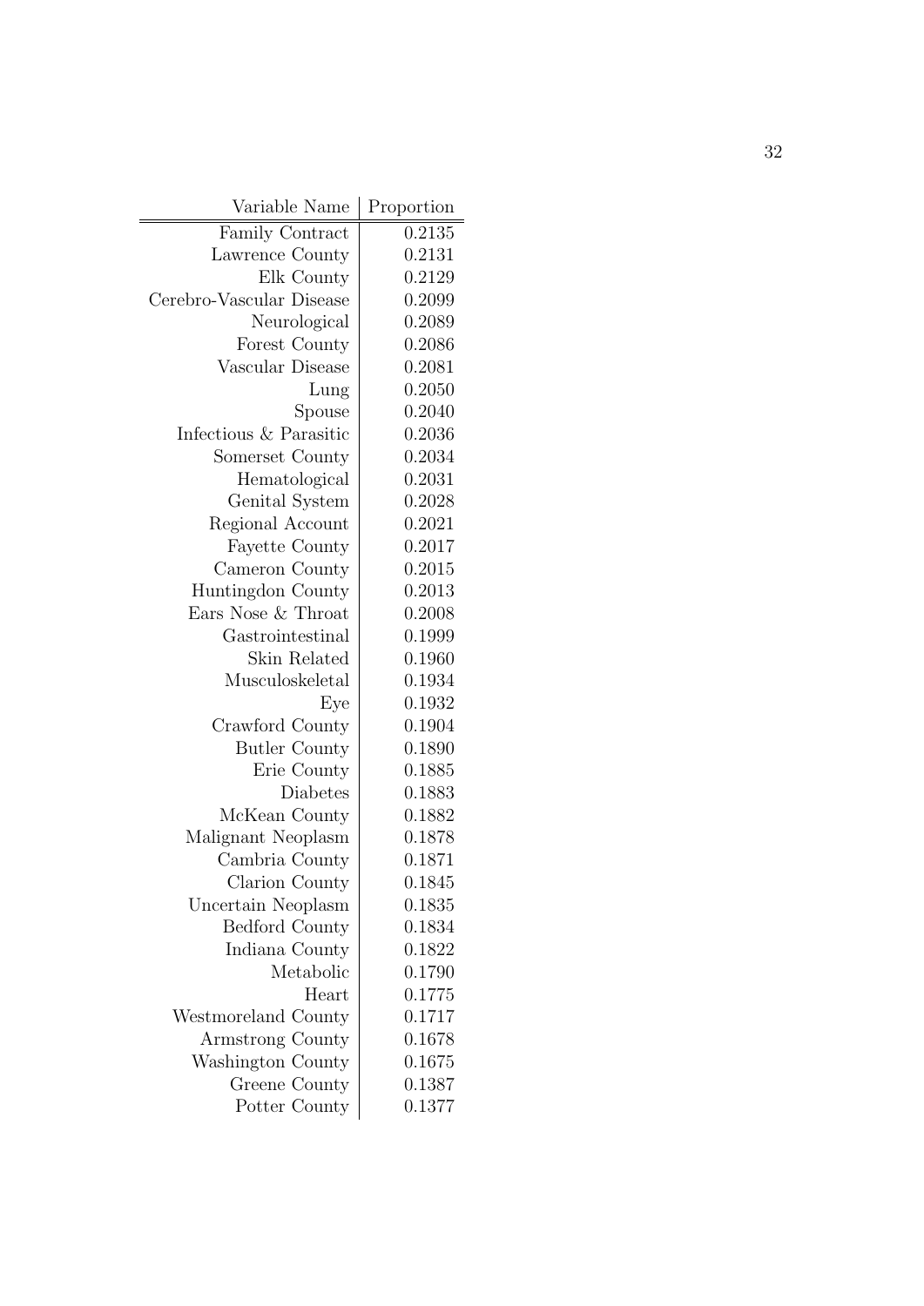| Variable Name | Proportion |
|---|---|
| Family Contract | 0.2135 |
| Lawrence County | 0.2131 |
| Elk County | 0.2129 |
| Cerebro-Vascular Disease | 0.2099 |
| Neurological | 0.2089 |
| Forest County | 0.2086 |
| Vascular Disease | 0.2081 |
| Lung | 0.2050 |
| Spouse | 0.2040 |
| Infectious & Parasitic | 0.2036 |
| Somerset County | 0.2034 |
| Hematological | 0.2031 |
| Genital System | 0.2028 |
| Regional Account | 0.2021 |
| Fayette County | 0.2017 |
| Cameron County | 0.2015 |
| Huntingdon County | 0.2013 |
| Ears Nose & Throat | 0.2008 |
| Gastrointestinal | 0.1999 |
| Skin Related | 0.1960 |
| Musculoskeletal | 0.1934 |
| Eye | 0.1932 |
| Crawford County | 0.1904 |
| Butler County | 0.1890 |
| Erie County | 0.1885 |
| Diabetes | 0.1883 |
| McKean County | 0.1882 |
| Malignant Neoplasm | 0.1878 |
| Cambria County | 0.1871 |
| Clarion County | 0.1845 |
| Uncertain Neoplasm | 0.1835 |
| Bedford County | 0.1834 |
| Indiana County | 0.1822 |
| Metabolic | 0.1790 |
| Heart | 0.1775 |
| Westmoreland County | 0.1717 |
| Armstrong County | 0.1678 |
| Washington County | 0.1675 |
| Greene County | 0.1387 |
| Potter County | 0.1377 |